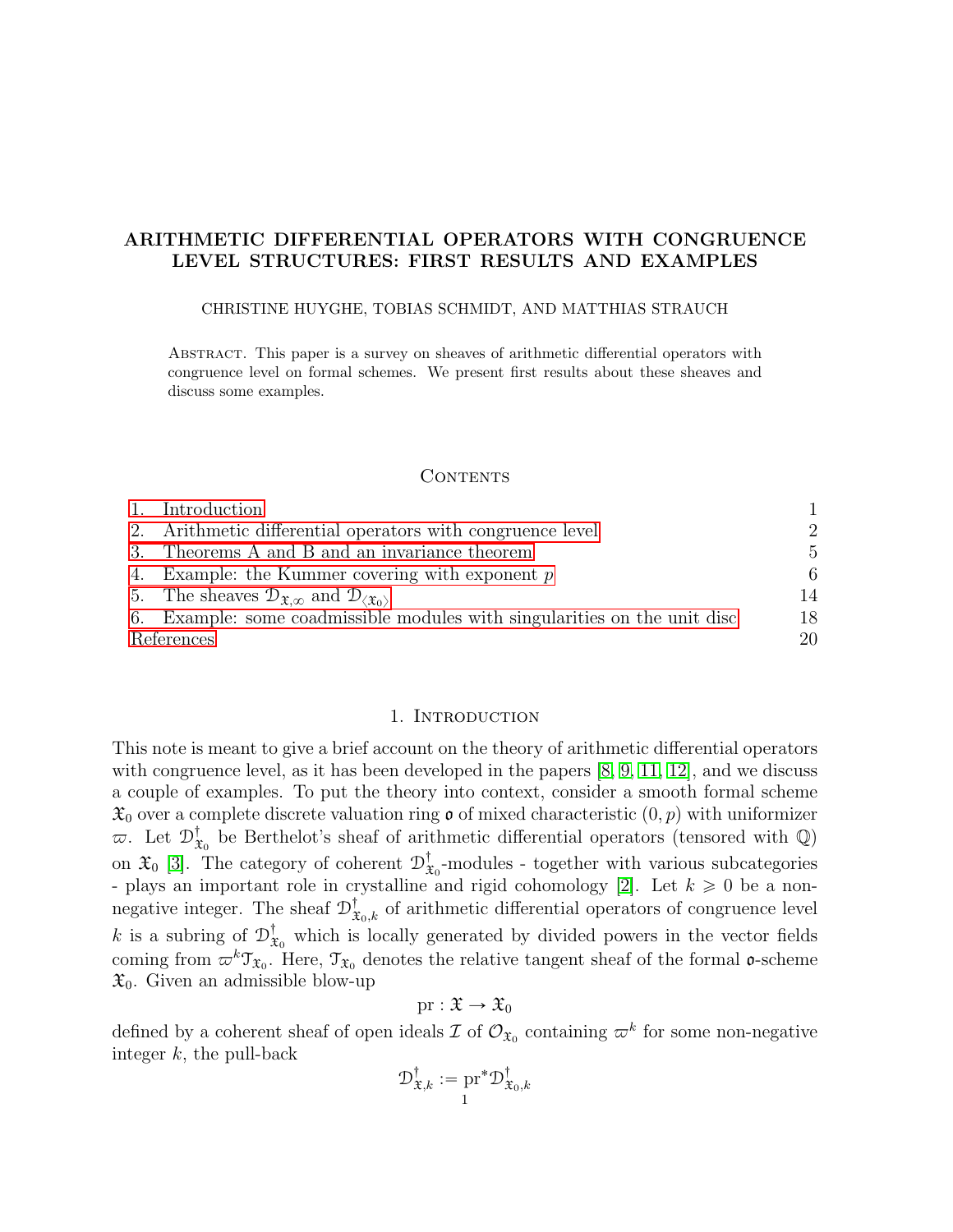# ARITHMETIC DIFFERENTIAL OPERATORS WITH CONGRUENCE LEVEL STRUCTURES: FIRST RESULTS AND EXAMPLES

CHRISTINE HUYGHE, TOBIAS SCHMIDT, AND MATTHIAS STRAUCH

Abstract. This paper is a survey on sheaves of arithmetic differential operators with congruence level on formal schemes. We present first results about these sheaves and discuss some examples.

## Contents

| | |
|---|---|
| 1. Introduction | 1 |
| 2. Arithmetic differential operators with congruence level | 2 |
| 3. Theorems A and B and an invariance theorem | 5 |
| 4. Example: the Kummer covering with exponent $p$ | 6 |
| 5. The sheaves $\mathcal{D}_{\mathfrak{X},\infty}$ and $\mathcal{D}_{\langle\mathfrak{X}_0\rangle}$ | 14 |
| 6. Example: some coadmissible modules with singularities on the unit disc | 18 |
| References | 20 |

## 1. Introduction

This note is meant to give a brief account on the theory of arithmetic differential operators with congruence level, as it has been developed in the papers [8, 9, 11, 12], and we discuss a couple of examples. To put the theory into context, consider a smooth formal scheme $\mathfrak{X}_0$ over a complete discrete valuation ring $\mathfrak{o}$ of mixed characteristic $(0,p)$ with uniformizer $\varpi$. Let $\mathcal{D}^\dagger_{\mathfrak{X}_0}$ be Berthelot's sheaf of arithmetic differential operators (tensored with $\mathbb{Q}$) on $\mathfrak{X}_0$ [3]. The category of coherent $\mathcal{D}^\dagger_{\mathfrak{X}_0}$-modules - together with various subcategories - plays an important role in crystalline and rigid cohomology [2]. Let $k \geqslant 0$ be a non-negative integer. The sheaf $\mathcal{D}^\dagger_{\mathfrak{X}_0,k}$ of arithmetic differential operators of congruence level $k$ is a subring of $\mathcal{D}^\dagger_{\mathfrak{X}_0}$ which is locally generated by divided powers in the vector fields coming from $\varpi^k\mathcal{T}_{\mathfrak{X}_0}$. Here, $\mathcal{T}_{\mathfrak{X}_0}$ denotes the relative tangent sheaf of the formal $\mathfrak{o}$-scheme $\mathfrak{X}_0$. Given an admissible blow-up

$$\mathrm{pr} : \mathfrak{X} \to \mathfrak{X}_0$$

defined by a coherent sheaf of open ideals $\mathcal{I}$ of $\mathcal{O}_{\mathfrak{X}_0}$ containing $\varpi^k$ for some non-negative integer $k$, the pull-back

$$\mathcal{D}^\dagger_{\mathfrak{X},k} := \mathrm{pr}^*\mathcal{D}^\dagger_{\mathfrak{X}_0,k}$$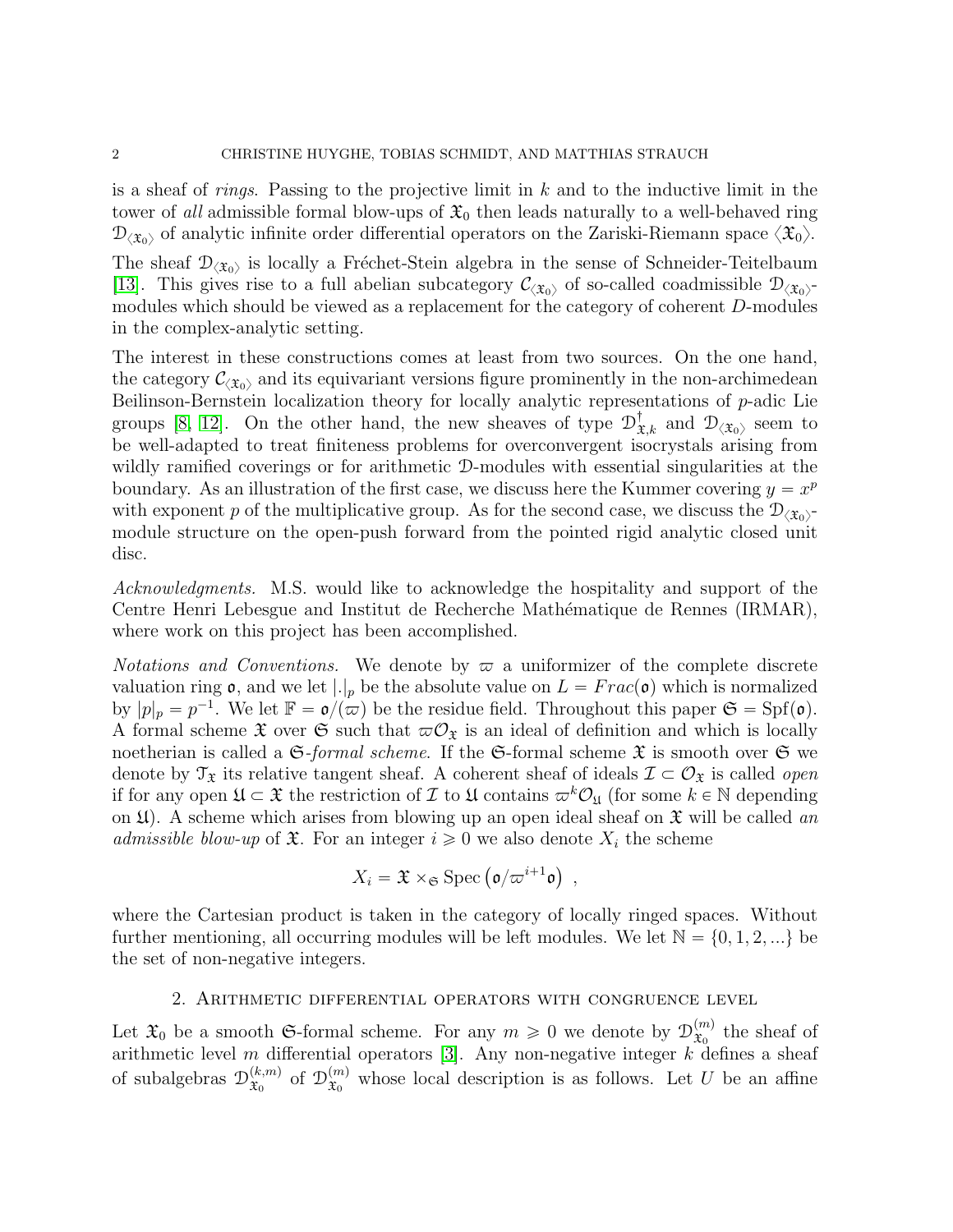is a sheaf of *rings*. Passing to the projective limit in $k$ and to the inductive limit in the tower of *all* admissible formal blow-ups of $\mathfrak{X}_0$ then leads naturally to a well-behaved ring $\mathcal{D}_{\langle \mathfrak{X}_0 \rangle}$ of analytic infinite order differential operators on the Zariski-Riemann space $\langle \mathfrak{X}_0 \rangle$. The sheaf $\mathcal{D}_{\langle \mathfrak{X}_0 \rangle}$ is locally a Fréchet-Stein algebra in the sense of Schneider-Teitelbaum [13]. This gives rise to a full abelian subcategory $\mathcal{C}_{\langle \mathfrak{X}_0 \rangle}$ of so-called coadmissible $\mathcal{D}_{\langle \mathfrak{X}_0 \rangle}$-modules which should be viewed as a replacement for the category of coherent $D$-modules in the complex-analytic setting.

The interest in these constructions comes at least from two sources. On the one hand, the category $\mathcal{C}_{\langle \mathfrak{X}_0 \rangle}$ and its equivariant versions figure prominently in the non-archimedean Beilinson-Bernstein localization theory for locally analytic representations of $p$-adic Lie groups [8, 12]. On the other hand, the new sheaves of type $\mathcal{D}^{\dagger}_{\mathfrak{X},k}$ and $\mathcal{D}_{\langle \mathfrak{X}_0 \rangle}$ seem to be well-adapted to treat finiteness problems for overconvergent isocrystals arising from wildly ramified coverings or for arithmetic $\mathcal{D}$-modules with essential singularities at the boundary. As an illustration of the first case, we discuss here the Kummer covering $y = x^p$ with exponent $p$ of the multiplicative group. As for the second case, we discuss the $\mathcal{D}_{\langle \mathfrak{X}_0 \rangle}$-module structure on the open-push forward from the pointed rigid analytic closed unit disc.

*Acknowledgments.* M.S. would like to acknowledge the hospitality and support of the Centre Henri Lebesgue and Institut de Recherche Mathématique de Rennes (IRMAR), where work on this project has been accomplished.

*Notations and Conventions.* We denote by $\varpi$ a uniformizer of the complete discrete valuation ring $\mathfrak{o}$, and we let $|.|_p$ be the absolute value on $L = Frac(\mathfrak{o})$ which is normalized by $|p|_p = p^{-1}$. We let $\mathbb{F} = \mathfrak{o}/(\varpi)$ be the residue field. Throughout this paper $\mathfrak{S} = \mathrm{Spf}(\mathfrak{o})$. A formal scheme $\mathfrak{X}$ over $\mathfrak{S}$ such that $\varpi \mathcal{O}_{\mathfrak{X}}$ is an ideal of definition and which is locally noetherian is called a $\mathfrak{S}$*-formal scheme*. If the $\mathfrak{S}$-formal scheme $\mathfrak{X}$ is smooth over $\mathfrak{S}$ we denote by $\mathcal{T}_{\mathfrak{X}}$ its relative tangent sheaf. A coherent sheaf of ideals $\mathcal{I} \subset \mathcal{O}_{\mathfrak{X}}$ is called *open* if for any open $\mathfrak{U} \subset \mathfrak{X}$ the restriction of $\mathcal{I}$ to $\mathfrak{U}$ contains $\varpi^k \mathcal{O}_{\mathfrak{U}}$ (for some $k \in \mathbb{N}$ depending on $\mathfrak{U}$). A scheme which arises from blowing up an open ideal sheaf on $\mathfrak{X}$ will be called *an admissible blow-up* of $\mathfrak{X}$. For an integer $i \geqslant 0$ we also denote $X_i$ the scheme

$$X_i = \mathfrak{X} \times_{\mathfrak{S}} \mathrm{Spec}\left(\mathfrak{o}/\varpi^{i+1}\mathfrak{o}\right) \ ,$$

where the Cartesian product is taken in the category of locally ringed spaces. Without further mentioning, all occurring modules will be left modules. We let $\mathbb{N} = \{0, 1, 2, ...\}$ be the set of non-negative integers.

## 2. Arithmetic differential operators with congruence level

Let $\mathfrak{X}_0$ be a smooth $\mathfrak{S}$-formal scheme. For any $m \geqslant 0$ we denote by $\mathcal{D}^{(m)}_{\mathfrak{X}_0}$ the sheaf of arithmetic level $m$ differential operators [3]. Any non-negative integer $k$ defines a sheaf of subalgebras $\mathcal{D}^{(k,m)}_{\mathfrak{X}_0}$ of $\mathcal{D}^{(m)}_{\mathfrak{X}_0}$ whose local description is as follows. Let $U$ be an affine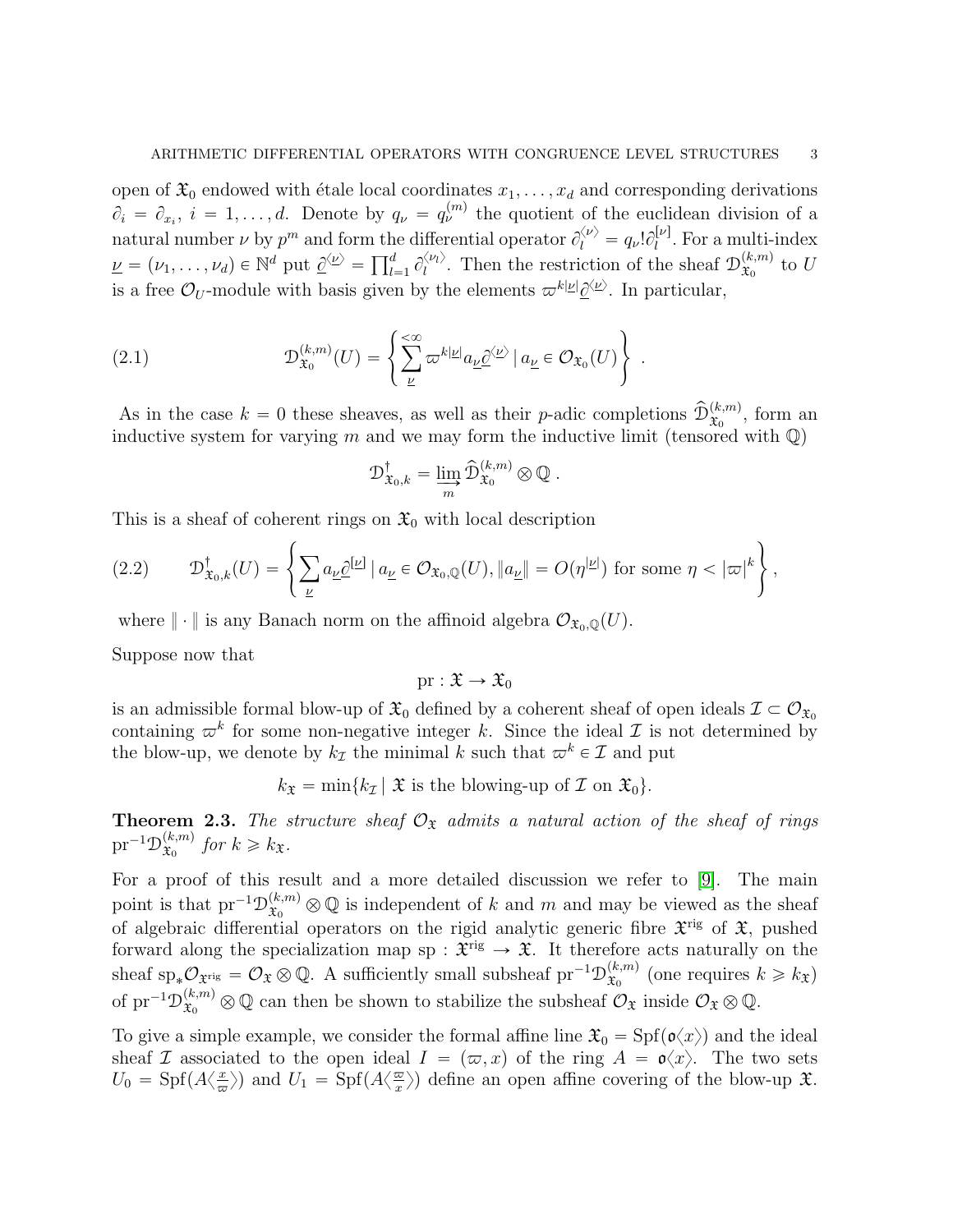open of $\mathfrak{X}_0$ endowed with étale local coordinates $x_1, \ldots, x_d$ and corresponding derivations $\partial_i = \partial_{x_i}$, $i = 1, \ldots, d$. Denote by $q_\nu = q_\nu^{(m)}$ the quotient of the euclidean division of a natural number $\nu$ by $p^m$ and form the differential operator $\partial_l^{\langle \nu \rangle} = q_\nu ! \partial_l^{[\nu]}$. For a multi-index $\underline{\nu} = (\nu_1, \ldots, \nu_d) \in \mathbb{N}^d$ put $\underline{\partial}^{\langle \underline{\nu} \rangle} = \prod_{l=1}^d \partial_l^{\langle \nu_l \rangle}$. Then the restriction of the sheaf $\mathcal{D}^{(k,m)}_{\mathfrak{X}_0}$ to $U$ is a free $\mathcal{O}_U$-module with basis given by the elements $\varpi^{k|\underline{\nu}|} \underline{\partial}^{\langle \underline{\nu} \rangle}$. In particular,

$$\mathcal{D}^{(k,m)}_{\mathfrak{X}_0}(U) = \left\{ \sum_{\underline{\nu}}^{<\infty} \varpi^{k|\underline{\nu}|} a_{\underline{\nu}} \underline{\partial}^{\langle \underline{\nu} \rangle} \mid a_{\underline{\nu}} \in \mathcal{O}_{\mathfrak{X}_0}(U) \right\} . \tag{2.1}$$

As in the case $k = 0$ these sheaves, as well as their $p$-adic completions $\widehat{\mathcal{D}}^{(k,m)}_{\mathfrak{X}_0}$, form an inductive system for varying $m$ and we may form the inductive limit (tensored with $\mathbb{Q}$)

$$\mathcal{D}^\dagger_{\mathfrak{X}_0,k} = \varinjlim_m \widehat{\mathcal{D}}^{(k,m)}_{\mathfrak{X}_0} \otimes \mathbb{Q} \, .$$

This is a sheaf of coherent rings on $\mathfrak{X}_0$ with local description

$$\mathcal{D}^\dagger_{\mathfrak{X}_0,k}(U) = \left\{ \sum_{\underline{\nu}} a_{\underline{\nu}} \underline{\partial}^{[\underline{\nu}]} \mid a_{\underline{\nu}} \in \mathcal{O}_{\mathfrak{X}_0,\mathbb{Q}}(U), \|a_{\underline{\nu}}\| = O(\eta^{|\underline{\nu}|}) \text{ for some } \eta < |\varpi|^k \right\}, \tag{2.2}$$

where $\| \cdot \|$ is any Banach norm on the affinoid algebra $\mathcal{O}_{\mathfrak{X}_0,\mathbb{Q}}(U)$.

Suppose now that

$$\mathrm{pr} : \mathfrak{X} \to \mathfrak{X}_0$$

is an admissible formal blow-up of $\mathfrak{X}_0$ defined by a coherent sheaf of open ideals $\mathcal{I} \subset \mathcal{O}_{\mathfrak{X}_0}$ containing $\varpi^k$ for some non-negative integer $k$. Since the ideal $\mathcal{I}$ is not determined by the blow-up, we denote by $k_{\mathcal{I}}$ the minimal $k$ such that $\varpi^k \in \mathcal{I}$ and put

$$k_{\mathfrak{X}} = \min\{k_{\mathcal{I}} \mid \mathfrak{X} \text{ is the blowing-up of } \mathcal{I} \text{ on } \mathfrak{X}_0\}.$$

**Theorem 2.3.** *The structure sheaf $\mathcal{O}_{\mathfrak{X}}$ admits a natural action of the sheaf of rings $\mathrm{pr}^{-1}\mathcal{D}^{(k,m)}_{\mathfrak{X}_0}$ for $k \geqslant k_{\mathfrak{X}}$.*

For a proof of this result and a more detailed discussion we refer to [9]. The main point is that $\mathrm{pr}^{-1}\mathcal{D}^{(k,m)}_{\mathfrak{X}_0} \otimes \mathbb{Q}$ is independent of $k$ and $m$ and may be viewed as the sheaf of algebraic differential operators on the rigid analytic generic fibre $\mathfrak{X}^{\mathrm{rig}}$ of $\mathfrak{X}$, pushed forward along the specialization map $\mathrm{sp} : \mathfrak{X}^{\mathrm{rig}} \to \mathfrak{X}$. It therefore acts naturally on the sheaf $\mathrm{sp}_* \mathcal{O}_{\mathfrak{X}^{\mathrm{rig}}} = \mathcal{O}_{\mathfrak{X}} \otimes \mathbb{Q}$. A sufficiently small subsheaf $\mathrm{pr}^{-1}\mathcal{D}^{(k,m)}_{\mathfrak{X}_0}$ (one requires $k \geqslant k_{\mathfrak{X}}$) of $\mathrm{pr}^{-1}\mathcal{D}^{(k,m)}_{\mathfrak{X}_0} \otimes \mathbb{Q}$ can then be shown to stabilize the subsheaf $\mathcal{O}_{\mathfrak{X}}$ inside $\mathcal{O}_{\mathfrak{X}} \otimes \mathbb{Q}$.

To give a simple example, we consider the formal affine line $\mathfrak{X}_0 = \mathrm{Spf}(\mathfrak{o}\langle x \rangle)$ and the ideal sheaf $\mathcal{I}$ associated to the open ideal $I = (\varpi, x)$ of the ring $A = \mathfrak{o}\langle x \rangle$. The two sets $U_0 = \mathrm{Spf}(A\langle \frac{x}{\varpi} \rangle)$ and $U_1 = \mathrm{Spf}(A\langle \frac{\varpi}{x} \rangle)$ define an open affine covering of the blow-up $\mathfrak{X}$.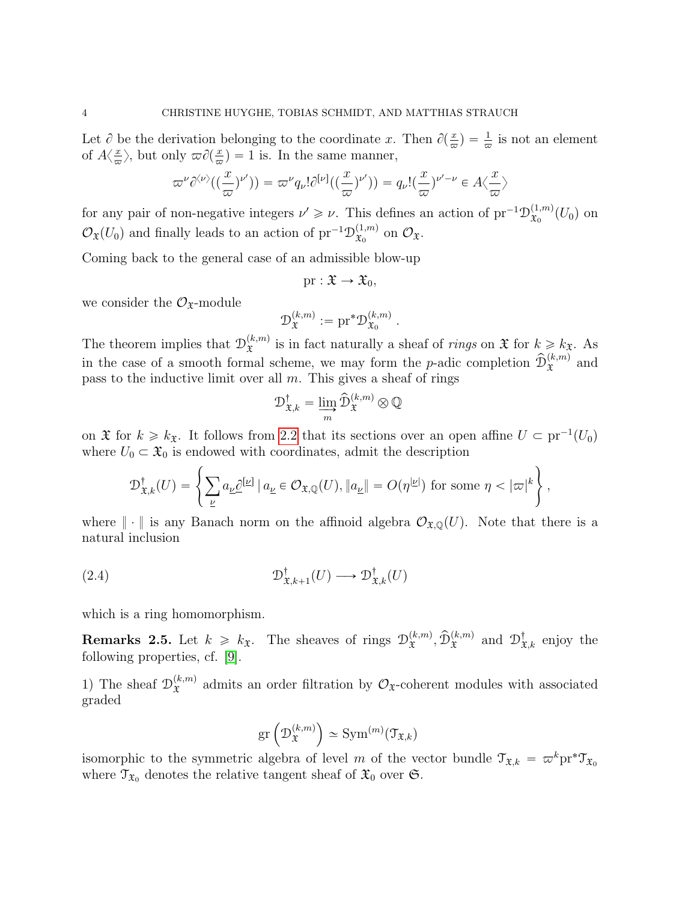Let $\partial$ be the derivation belonging to the coordinate $x$. Then $\partial(\frac{x}{\varpi}) = \frac{1}{\varpi}$ is not an element of $A\langle\frac{x}{\varpi}\rangle$, but only $\varpi\partial(\frac{x}{\varpi}) = 1$ is. In the same manner,

$$\varpi^{\nu}\partial^{\langle\nu\rangle}((\frac{x}{\varpi})^{\nu'})) = \varpi^{\nu}q_{\nu}!\partial^{[\nu]}((\frac{x}{\varpi})^{\nu'})) = q_{\nu}!(\frac{x}{\varpi})^{\nu'-\nu} \in A\langle\frac{x}{\varpi}\rangle$$

for any pair of non-negative integers $\nu' \geqslant \nu$. This defines an action of $\mathrm{pr}^{-1}\mathcal{D}^{(1,m)}_{\mathfrak{X}_0}(U_0)$ on $\mathcal{O}_{\mathfrak{X}}(U_0)$ and finally leads to an action of $\mathrm{pr}^{-1}\mathcal{D}^{(1,m)}_{\mathfrak{X}_0}$ on $\mathcal{O}_{\mathfrak{X}}$.

Coming back to the general case of an admissible blow-up

$$\mathrm{pr} : \mathfrak{X} \to \mathfrak{X}_0,$$

we consider the $\mathcal{O}_{\mathfrak{X}}$-module

$$\mathcal{D}^{(k,m)}_{\mathfrak{X}} := \mathrm{pr}^{*}\mathcal{D}^{(k,m)}_{\mathfrak{X}_0}\;.$$

The theorem implies that $\mathcal{D}^{(k,m)}_{\mathfrak{X}}$ is in fact naturally a sheaf of *rings* on $\mathfrak{X}$ for $k \geqslant k_{\mathfrak{X}}$. As in the case of a smooth formal scheme, we may form the $p$-adic completion $\widehat{\mathcal{D}}^{(k,m)}_{\mathfrak{X}}$ and pass to the inductive limit over all $m$. This gives a sheaf of rings

$$\mathcal{D}^{\dagger}_{\mathfrak{X},k} = \varinjlim_{m} \widehat{\mathcal{D}}^{(k,m)}_{\mathfrak{X}} \otimes \mathbb{Q}$$

on $\mathfrak{X}$ for $k \geqslant k_{\mathfrak{X}}$. It follows from 2.2 that its sections over an open affine $U \subset \mathrm{pr}^{-1}(U_0)$ where $U_0 \subset \mathfrak{X}_0$ is endowed with coordinates, admit the description

$$\mathcal{D}^{\dagger}_{\mathfrak{X},k}(U) = \left\{ \sum_{\underline{\nu}} a_{\underline{\nu}}\underline{\partial}^{[\underline{\nu}]} \mid a_{\underline{\nu}} \in \mathcal{O}_{\mathfrak{X},\mathbb{Q}}(U), \|a_{\underline{\nu}}\| = O(\eta^{|\underline{\nu}|}) \text{ for some } \eta < |\varpi|^{k} \right\},$$

where $\|\cdot\|$ is any Banach norm on the affinoid algebra $\mathcal{O}_{\mathfrak{X},\mathbb{Q}}(U)$. Note that there is a natural inclusion

$$\mathcal{D}^{\dagger}_{\mathfrak{X},k+1}(U) \longrightarrow \mathcal{D}^{\dagger}_{\mathfrak{X},k}(U) \tag{2.4}$$

which is a ring homomorphism.

**Remarks 2.5.** Let $k \geqslant k_{\mathfrak{X}}$. The sheaves of rings $\mathcal{D}^{(k,m)}_{\mathfrak{X}}, \widehat{\mathcal{D}}^{(k,m)}_{\mathfrak{X}}$ and $\mathcal{D}^{\dagger}_{\mathfrak{X},k}$ enjoy the following properties, cf. [9].

1) The sheaf $\mathcal{D}^{(k,m)}_{\mathfrak{X}}$ admits an order filtration by $\mathcal{O}_{\mathfrak{X}}$-coherent modules with associated graded

$$\mathrm{gr}\left(\mathcal{D}^{(k,m)}_{\mathfrak{X}}\right) \simeq \mathrm{Sym}^{(m)}(\mathcal{T}_{\mathfrak{X},k})$$

isomorphic to the symmetric algebra of level $m$ of the vector bundle $\mathcal{T}_{\mathfrak{X},k} = \varpi^{k}\mathrm{pr}^{*}\mathcal{T}_{\mathfrak{X}_0}$ where $\mathcal{T}_{\mathfrak{X}_0}$ denotes the relative tangent sheaf of $\mathfrak{X}_0$ over $\mathfrak{S}$.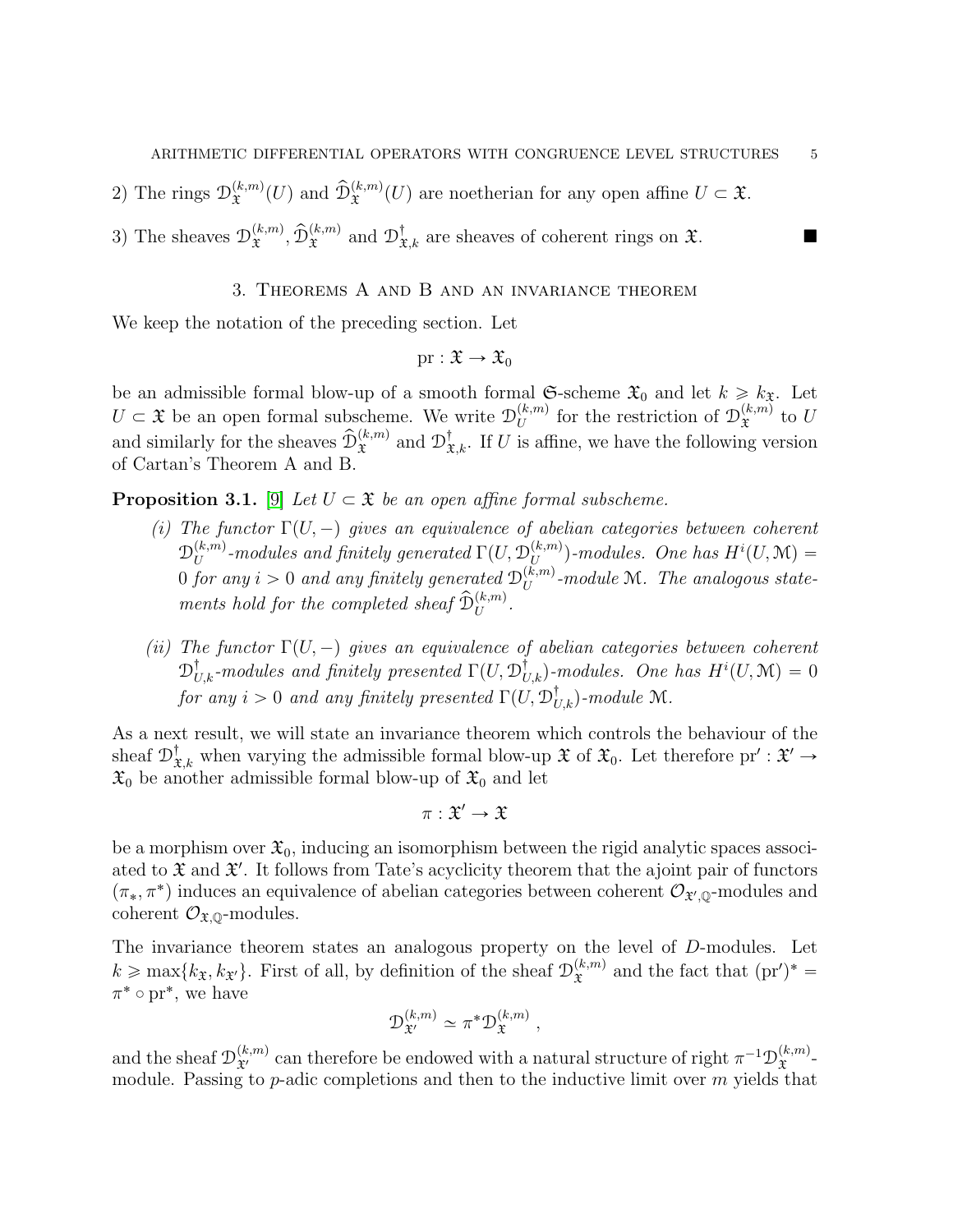2) The rings $\mathcal{D}_{\mathfrak{X}}^{(k,m)}(U)$ and $\widehat{\mathcal{D}}_{\mathfrak{X}}^{(k,m)}(U)$ are noetherian for any open affine $U \subset \mathfrak{X}$.

3) The sheaves $\mathcal{D}_{\mathfrak{X}}^{(k,m)}$, $\widehat{\mathcal{D}}_{\mathfrak{X}}^{(k,m)}$ and $\mathcal{D}_{\mathfrak{X},k}^{\dagger}$ are sheaves of coherent rings on $\mathfrak{X}$. ∎

## 3. Theorems A and B and an invariance theorem

We keep the notation of the preceding section. Let

$$\mathrm{pr} : \mathfrak{X} \to \mathfrak{X}_0$$

be an admissible formal blow-up of a smooth formal $\mathfrak{S}$-scheme $\mathfrak{X}_0$ and let $k \geqslant k_{\mathfrak{X}}$. Let $U \subset \mathfrak{X}$ be an open formal subscheme. We write $\mathcal{D}_{U}^{(k,m)}$ for the restriction of $\mathcal{D}_{\mathfrak{X}}^{(k,m)}$ to $U$ and similarly for the sheaves $\widehat{\mathcal{D}}_{\mathfrak{X}}^{(k,m)}$ and $\mathcal{D}_{\mathfrak{X},k}^{\dagger}$. If $U$ is affine, we have the following version of Cartan's Theorem A and B.

**Proposition 3.1.** [9] *Let $U \subset \mathfrak{X}$ be an open affine formal subscheme.*

*(i) The functor $\Gamma(U, -)$ gives an equivalence of abelian categories between coherent $\mathcal{D}_{U}^{(k,m)}$-modules and finitely generated $\Gamma(U, \mathcal{D}_{U}^{(k,m)})$-modules. One has $H^i(U, \mathcal{M}) = 0$ for any $i > 0$ and any finitely generated $\mathcal{D}_{U}^{(k,m)}$-module $\mathcal{M}$. The analogous statements hold for the completed sheaf $\widehat{\mathcal{D}}_{U}^{(k,m)}$.*

*(ii) The functor $\Gamma(U, -)$ gives an equivalence of abelian categories between coherent $\mathcal{D}_{U,k}^{\dagger}$-modules and finitely presented $\Gamma(U, \mathcal{D}_{U,k}^{\dagger})$-modules. One has $H^i(U, \mathcal{M}) = 0$ for any $i > 0$ and any finitely presented $\Gamma(U, \mathcal{D}_{U,k}^{\dagger})$-module $\mathcal{M}$.*

As a next result, we will state an invariance theorem which controls the behaviour of the sheaf $\mathcal{D}_{\mathfrak{X},k}^{\dagger}$ when varying the admissible formal blow-up $\mathfrak{X}$ of $\mathfrak{X}_0$. Let therefore $\mathrm{pr}' : \mathfrak{X}' \to \mathfrak{X}_0$ be another admissible formal blow-up of $\mathfrak{X}_0$ and let

$$\pi : \mathfrak{X}' \to \mathfrak{X}$$

be a morphism over $\mathfrak{X}_0$, inducing an isomorphism between the rigid analytic spaces associated to $\mathfrak{X}$ and $\mathfrak{X}'$. It follows from Tate's acyclicity theorem that the ajoint pair of functors $(\pi_*, \pi^*)$ induces an equivalence of abelian categories between coherent $\mathcal{O}_{\mathfrak{X}',\mathbb{Q}}$-modules and coherent $\mathcal{O}_{\mathfrak{X},\mathbb{Q}}$-modules.

The invariance theorem states an analogous property on the level of $D$-modules. Let $k \geqslant \max\{k_{\mathfrak{X}}, k_{\mathfrak{X}'}\}$. First of all, by definition of the sheaf $\mathcal{D}_{\mathfrak{X}}^{(k,m)}$ and the fact that $(\mathrm{pr}')^* = \pi^* \circ \mathrm{pr}^*$, we have

$$\mathcal{D}_{\mathfrak{X}'}^{(k,m)} \simeq \pi^* \mathcal{D}_{\mathfrak{X}}^{(k,m)} ,$$

and the sheaf $\mathcal{D}_{\mathfrak{X}'}^{(k,m)}$ can therefore be endowed with a natural structure of right $\pi^{-1}\mathcal{D}_{\mathfrak{X}}^{(k,m)}$-module. Passing to $p$-adic completions and then to the inductive limit over $m$ yields that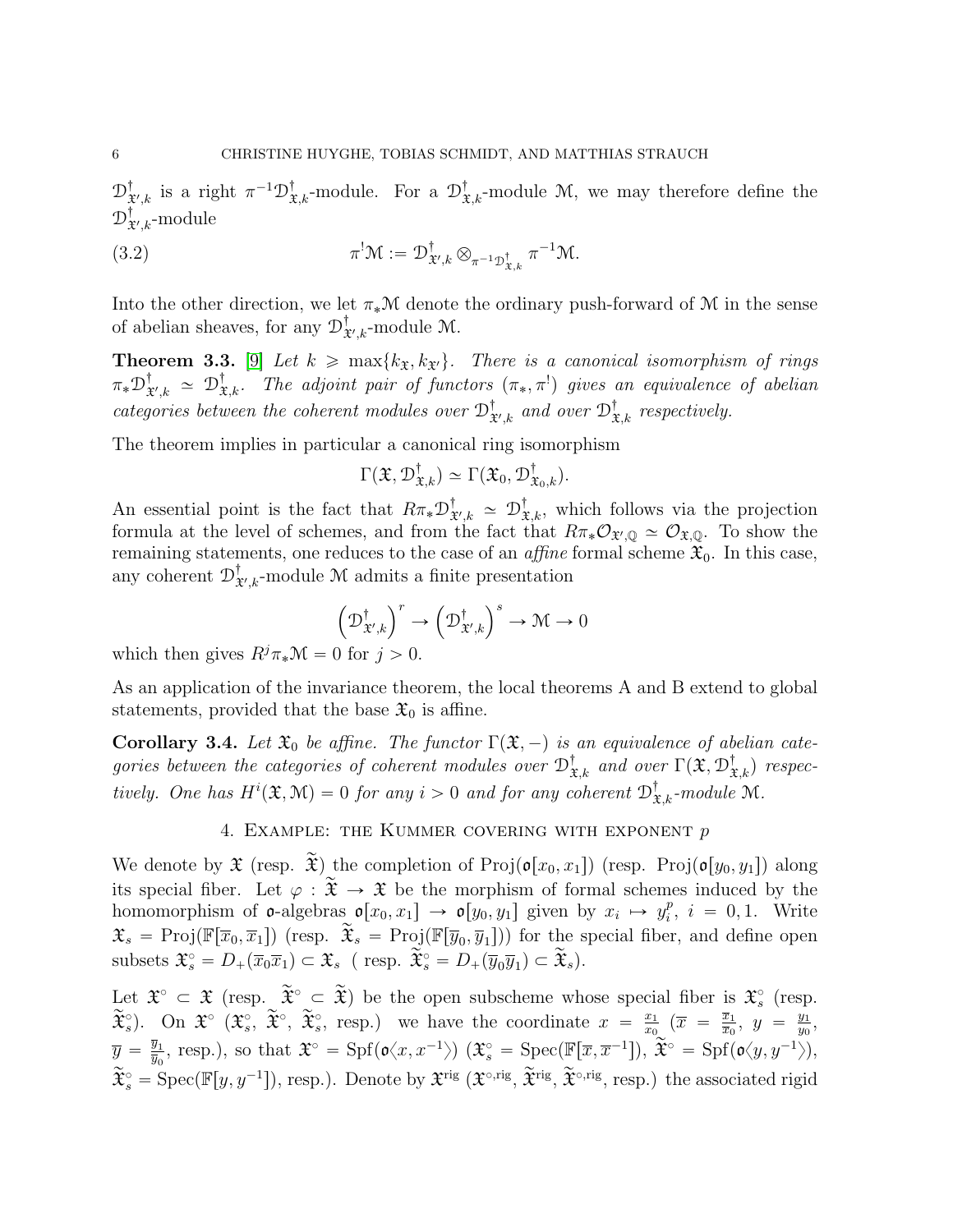$\mathcal{D}^\dagger_{\mathfrak{X}',k}$ is a right $\pi^{-1}\mathcal{D}^\dagger_{\mathfrak{X},k}$-module. For a $\mathcal{D}^\dagger_{\mathfrak{X},k}$-module $\mathcal{M}$, we may therefore define the $\mathcal{D}^\dagger_{\mathfrak{X}',k}$-module

$$\pi^!\mathcal{M} := \mathcal{D}^\dagger_{\mathfrak{X}',k} \otimes_{\pi^{-1}\mathcal{D}^\dagger_{\mathfrak{X},k}} \pi^{-1}\mathcal{M}. \tag{3.2}$$

Into the other direction, we let $\pi_*\mathcal{M}$ denote the ordinary push-forward of $\mathcal{M}$ in the sense of abelian sheaves, for any $\mathcal{D}^\dagger_{\mathfrak{X}',k}$-module $\mathcal{M}$.

**Theorem 3.3.** [9] *Let $k \geqslant \max\{k_{\mathfrak{X}}, k_{\mathfrak{X}'}\}$. There is a canonical isomorphism of rings $\pi_*\mathcal{D}^\dagger_{\mathfrak{X}',k} \simeq \mathcal{D}^\dagger_{\mathfrak{X},k}$. The adjoint pair of functors $(\pi_*, \pi^!)$ gives an equivalence of abelian categories between the coherent modules over $\mathcal{D}^\dagger_{\mathfrak{X}',k}$ and over $\mathcal{D}^\dagger_{\mathfrak{X},k}$ respectively.*

The theorem implies in particular a canonical ring isomorphism

$$\Gamma(\mathfrak{X}, \mathcal{D}^\dagger_{\mathfrak{X},k}) \simeq \Gamma(\mathfrak{X}_0, \mathcal{D}^\dagger_{\mathfrak{X}_0,k}).$$

An essential point is the fact that $R\pi_*\mathcal{D}^\dagger_{\mathfrak{X}',k} \simeq \mathcal{D}^\dagger_{\mathfrak{X},k}$, which follows via the projection formula at the level of schemes, and from the fact that $R\pi_*\mathcal{O}_{\mathfrak{X}',\mathbb{Q}} \simeq \mathcal{O}_{\mathfrak{X},\mathbb{Q}}$. To show the remaining statements, one reduces to the case of an *affine* formal scheme $\mathfrak{X}_0$. In this case, any coherent $\mathcal{D}^\dagger_{\mathfrak{X}',k}$-module $\mathcal{M}$ admits a finite presentation

$$\left(\mathcal{D}^\dagger_{\mathfrak{X}',k}\right)^r \to \left(\mathcal{D}^\dagger_{\mathfrak{X}',k}\right)^s \to \mathcal{M} \to 0$$

which then gives $R^j\pi_*\mathcal{M} = 0$ for $j > 0$.

As an application of the invariance theorem, the local theorems A and B extend to global statements, provided that the base $\mathfrak{X}_0$ is affine.

**Corollary 3.4.** *Let $\mathfrak{X}_0$ be affine. The functor $\Gamma(\mathfrak{X}, -)$ is an equivalence of abelian categories between the categories of coherent modules over $\mathcal{D}^\dagger_{\mathfrak{X},k}$ and over $\Gamma(\mathfrak{X}, \mathcal{D}^\dagger_{\mathfrak{X},k})$ respectively. One has $H^i(\mathfrak{X}, \mathcal{M}) = 0$ for any $i > 0$ and for any coherent $\mathcal{D}^\dagger_{\mathfrak{X},k}$-module $\mathcal{M}$.*

## 4. Example: the Kummer covering with exponent $p$

We denote by $\mathfrak{X}$ (resp. $\widetilde{\mathfrak{X}}$) the completion of $\mathrm{Proj}(\mathfrak{o}[x_0, x_1])$ (resp. $\mathrm{Proj}(\mathfrak{o}[y_0, y_1])$ along its special fiber. Let $\varphi : \widetilde{\mathfrak{X}} \to \mathfrak{X}$ be the morphism of formal schemes induced by the homomorphism of $\mathfrak{o}$-algebras $\mathfrak{o}[x_0, x_1] \to \mathfrak{o}[y_0, y_1]$ given by $x_i \mapsto y_i^p$, $i = 0, 1$. Write $\mathfrak{X}_s = \mathrm{Proj}(\mathbb{F}[\overline{x}_0, \overline{x}_1])$ (resp. $\widetilde{\mathfrak{X}}_s = \mathrm{Proj}(\mathbb{F}[\overline{y}_0, \overline{y}_1])$) for the special fiber, and define open subsets $\mathfrak{X}_s^\circ = D_+(\overline{x}_0\overline{x}_1) \subset \mathfrak{X}_s$ ( resp. $\widetilde{\mathfrak{X}}_s^\circ = D_+(\overline{y}_0\overline{y}_1) \subset \widetilde{\mathfrak{X}}_s$).

Let $\mathfrak{X}^\circ \subset \mathfrak{X}$ (resp. $\widetilde{\mathfrak{X}}^\circ \subset \widetilde{\mathfrak{X}}$) be the open subscheme whose special fiber is $\mathfrak{X}_s^\circ$ (resp. $\widetilde{\mathfrak{X}}_s^\circ$). On $\mathfrak{X}^\circ$ ($\mathfrak{X}_s^\circ$, $\widetilde{\mathfrak{X}}^\circ$, $\widetilde{\mathfrak{X}}_s^\circ$, resp.) we have the coordinate $x = \frac{x_1}{x_0}$ ($\overline{x} = \frac{\overline{x}_1}{\overline{x}_0}$, $y = \frac{y_1}{y_0}$, $\overline{y} = \frac{\overline{y}_1}{\overline{y}_0}$, resp.), so that $\mathfrak{X}^\circ = \mathrm{Spf}(\mathfrak{o}\langle x, x^{-1}\rangle)$ ($\mathfrak{X}_s^\circ = \mathrm{Spec}(\mathbb{F}[\overline{x}, \overline{x}^{-1}])$, $\widetilde{\mathfrak{X}}^\circ = \mathrm{Spf}(\mathfrak{o}\langle y, y^{-1}\rangle)$, $\widetilde{\mathfrak{X}}_s^\circ = \mathrm{Spec}(\mathbb{F}[y, y^{-1}])$, resp.). Denote by $\mathfrak{X}^{\mathrm{rig}}$ ($\mathfrak{X}^{\circ,\mathrm{rig}}$, $\widetilde{\mathfrak{X}}^{\mathrm{rig}}$, $\widetilde{\mathfrak{X}}^{\circ,\mathrm{rig}}$, resp.) the associated rigid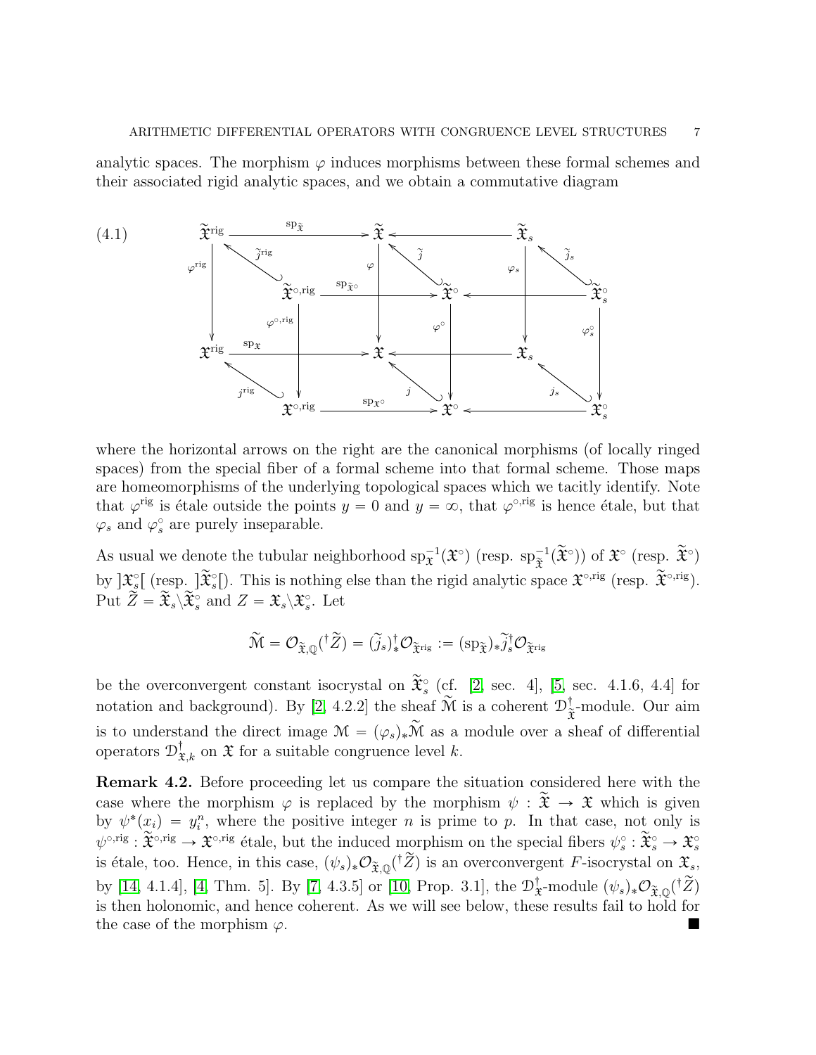analytic spaces. The morphism $\varphi$ induces morphisms between these formal schemes and their associated rigid analytic spaces, and we obtain a commutative diagram

$$
\begin{array}{ccccccc}
\widetilde{\mathfrak{X}}^{\mathrm{rig}} & \xrightarrow{\mathrm{sp}_{\widetilde{\mathfrak{X}}}} & \widetilde{\mathfrak{X}} & \longleftarrow & \widetilde{\mathfrak{X}}_s & & \\
& \nwarrow^{\widetilde{j}^{\mathrm{rig}}} & & \nwarrow^{\widetilde{j}} & & \nwarrow^{\widetilde{j}_s} & \\
& & \widetilde{\mathfrak{X}}^{\circ,\mathrm{rig}} & \xrightarrow{\mathrm{sp}_{\widetilde{\mathfrak{X}}^\circ}} & \widetilde{\mathfrak{X}}^\circ & \longleftarrow & \widetilde{\mathfrak{X}}_s^\circ \\
\downarrow{\scriptstyle \varphi^{\mathrm{rig}}} & & \downarrow{\scriptstyle \varphi^{\circ,\mathrm{rig}}} \quad \downarrow{\scriptstyle \varphi} & & \downarrow{\scriptstyle \varphi^{\circ}} \quad \downarrow{\scriptstyle \varphi_s} & & \downarrow{\scriptstyle \varphi_s^\circ} \\
\mathfrak{X}^{\mathrm{rig}} & \xrightarrow{\mathrm{sp}_{\mathfrak{X}}} & \mathfrak{X} & \longleftarrow & \mathfrak{X}_s & & \\
& \nwarrow^{j^{\mathrm{rig}}} & & \nwarrow^{j} & & \nwarrow^{j_s} & \\
& & \mathfrak{X}^{\circ,\mathrm{rig}} & \xrightarrow{\mathrm{sp}_{\mathfrak{X}^\circ}} & \mathfrak{X}^\circ & \longleftarrow & \mathfrak{X}_s^\circ
\end{array}
\tag{4.1}
$$

where the horizontal arrows on the right are the canonical morphisms (of locally ringed spaces) from the special fiber of a formal scheme into that formal scheme. Those maps are homeomorphisms of the underlying topological spaces which we tacitly identify. Note that $\varphi^{\mathrm{rig}}$ is étale outside the points $y = 0$ and $y = \infty$, that $\varphi^{\circ,\mathrm{rig}}$ is hence étale, but that $\varphi_s$ and $\varphi_s^\circ$ are purely inseparable.

As usual we denote the tubular neighborhood $\mathrm{sp}_{\mathfrak{X}}^{-1}(\mathfrak{X}^\circ)$ (resp. $\mathrm{sp}_{\widetilde{\mathfrak{X}}}^{-1}(\widetilde{\mathfrak{X}}^\circ)$) of $\mathfrak{X}^\circ$ (resp. $\widetilde{\mathfrak{X}}^\circ$) by $]\mathfrak{X}_s^\circ[$ (resp. $]\widetilde{\mathfrak{X}}_s^\circ[$). This is nothing else than the rigid analytic space $\mathfrak{X}^{\circ,\mathrm{rig}}$ (resp. $\widetilde{\mathfrak{X}}^{\circ,\mathrm{rig}}$). Put $\widetilde{Z} = \widetilde{\mathfrak{X}}_s \backslash \widetilde{\mathfrak{X}}_s^\circ$ and $Z = \mathfrak{X}_s \backslash \mathfrak{X}_s^\circ$. Let

$$\widetilde{\mathcal{M}} = \mathcal{O}_{\widetilde{\mathfrak{X}},\mathbb{Q}}({}^\dagger \widetilde{Z}) = (\widetilde{j}_s)_*^\dagger \mathcal{O}_{\widetilde{\mathfrak{X}}^{\mathrm{rig}}} := (\mathrm{sp}_{\widetilde{\mathfrak{X}}})_* \widetilde{j}_s^\dagger \mathcal{O}_{\widetilde{\mathfrak{X}}^{\mathrm{rig}}}$$

be the overconvergent constant isocrystal on $\widetilde{\mathfrak{X}}_s^\circ$ (cf. [2, sec. 4], [5, sec. 4.1.6, 4.4] for notation and background). By [2, 4.2.2] the sheaf $\widetilde{\mathcal{M}}$ is a coherent $\mathcal{D}_{\widetilde{\mathfrak{X}}}^\dagger$-module. Our aim is to understand the direct image $\mathcal{M} = (\varphi_s)_* \widetilde{\mathcal{M}}$ as a module over a sheaf of differential operators $\mathcal{D}_{\mathfrak{X},k}^\dagger$ on $\mathfrak{X}$ for a suitable congruence level $k$.

**Remark 4.2.** Before proceeding let us compare the situation considered here with the case where the morphism $\varphi$ is replaced by the morphism $\psi : \widetilde{\mathfrak{X}} \to \mathfrak{X}$ which is given by $\psi^*(x_i) = y_i^n$, where the positive integer $n$ is prime to $p$. In that case, not only is $\psi^{\circ,\mathrm{rig}} : \widetilde{\mathfrak{X}}^{\circ,\mathrm{rig}} \to \mathfrak{X}^{\circ,\mathrm{rig}}$ étale, but the induced morphism on the special fibers $\psi_s^\circ : \widetilde{\mathfrak{X}}_s^\circ \to \mathfrak{X}_s^\circ$ is étale, too. Hence, in this case, $(\psi_s)_* \mathcal{O}_{\widetilde{\mathfrak{X}},\mathbb{Q}}({}^\dagger \widetilde{Z})$ is an overconvergent $F$-isocrystal on $\mathfrak{X}_s$, by [14, 4.1.4], [4, Thm. 5]. By [7, 4.3.5] or [10, Prop. 3.1], the $\mathcal{D}_{\mathfrak{X}}^\dagger$-module $(\psi_s)_* \mathcal{O}_{\widetilde{\mathfrak{X}},\mathbb{Q}}({}^\dagger \widetilde{Z})$ is then holonomic, and hence coherent. As we will see below, these results fail to hold for the case of the morphism $\varphi$. ∎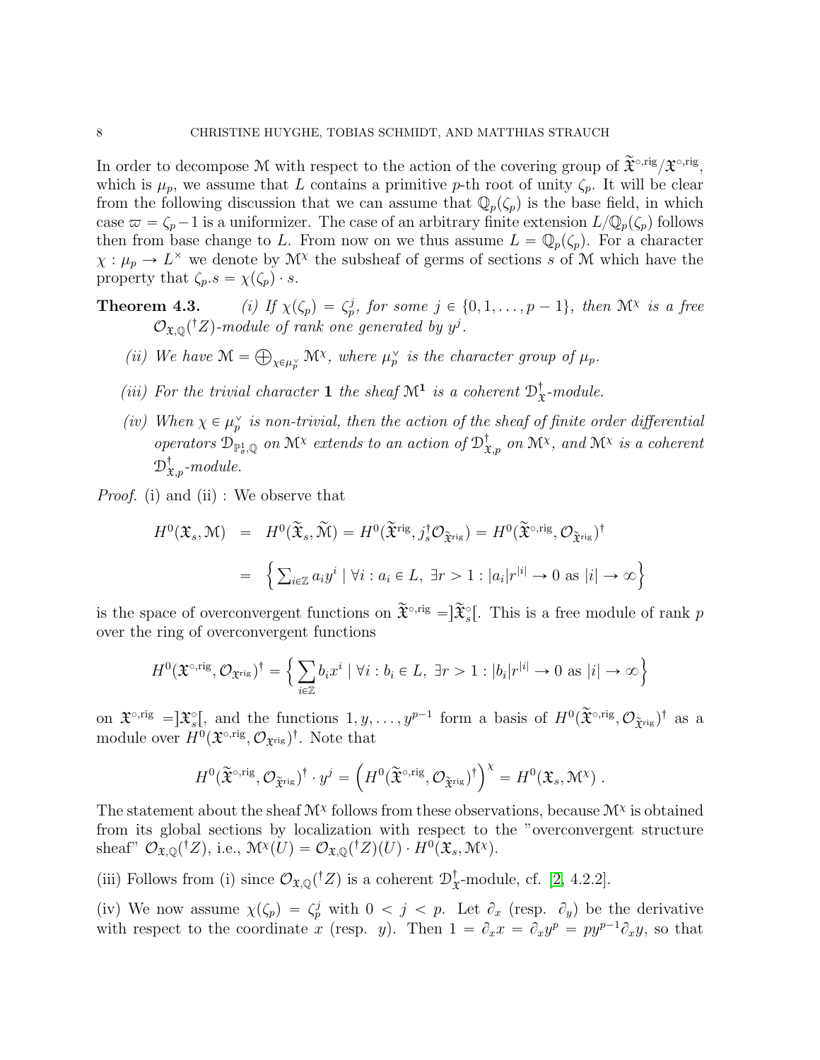In order to decompose $\mathcal{M}$ with respect to the action of the covering group of $\widetilde{\mathfrak{X}}^{\circ,\mathrm{rig}}/\mathfrak{X}^{\circ,\mathrm{rig}}$, which is $\mu_p$, we assume that $L$ contains a primitive $p$-th root of unity $\zeta_p$. It will be clear from the following discussion that we can assume that $\mathbb{Q}_p(\zeta_p)$ is the base field, in which case $\varpi = \zeta_p - 1$ is a uniformizer. The case of an arbitrary finite extension $L/\mathbb{Q}_p(\zeta_p)$ follows then from base change to $L$. From now on we thus assume $L = \mathbb{Q}_p(\zeta_p)$. For a character $\chi : \mu_p \to L^\times$ we denote by $\mathcal{M}^\chi$ the subsheaf of germs of sections $s$ of $\mathcal{M}$ which have the property that $\zeta_p.s = \chi(\zeta_p) \cdot s$.

**Theorem 4.3.** *(i) If $\chi(\zeta_p) = \zeta_p^j$, for some $j \in \{0, 1, \ldots, p-1\}$, then $\mathcal{M}^\chi$ is a free $\mathcal{O}_{\mathfrak{X},\mathbb{Q}}({}^\dagger Z)$-module of rank one generated by $y^j$.*

*(ii) We have $\mathcal{M} = \bigoplus_{\chi \in \mu_p^\vee} \mathcal{M}^\chi$, where $\mu_p^\vee$ is the character group of $\mu_p$.*

*(iii) For the trivial character $\mathbf{1}$ the sheaf $\mathcal{M}^{\mathbf{1}}$ is a coherent $\mathcal{D}^\dagger_{\mathfrak{X}}$-module.*

*(iv) When $\chi \in \mu_p^\vee$ is non-trivial, then the action of the sheaf of finite order differential operators $\mathcal{D}_{\mathbb{P}^1_{\mathfrak{o}},\mathbb{Q}}$ on $\mathcal{M}^\chi$ extends to an action of $\mathcal{D}^\dagger_{\mathfrak{X},p}$ on $\mathcal{M}^\chi$, and $\mathcal{M}^\chi$ is a coherent $\mathcal{D}^\dagger_{\mathfrak{X},p}$-module.*

*Proof.* (i) and (ii) : We observe that

$$
\begin{aligned}
H^0(\mathfrak{X}_s, \mathcal{M}) &= H^0(\widetilde{\mathfrak{X}}_s, \widetilde{\mathcal{M}}) = H^0(\widetilde{\mathfrak{X}}^{\mathrm{rig}}, j_s^\dagger \mathcal{O}_{\widetilde{\mathfrak{X}}^{\mathrm{rig}}}) = H^0(\widetilde{\mathfrak{X}}^{\circ,\mathrm{rig}}, \mathcal{O}_{\widetilde{\mathfrak{X}}^{\mathrm{rig}}})^\dagger \\
&= \Big\{ \textstyle\sum_{i \in \mathbb{Z}} a_i y^i \mid \forall i : a_i \in L, \ \exists r > 1 : |a_i| r^{|i|} \to 0 \text{ as } |i| \to \infty \Big\}
\end{aligned}
$$

is the space of overconvergent functions on $\widetilde{\mathfrak{X}}^{\circ,\mathrm{rig}} = ]\widetilde{\mathfrak{X}}_s^\circ[$. This is a free module of rank $p$ over the ring of overconvergent functions

$$
H^0(\mathfrak{X}^{\circ,\mathrm{rig}}, \mathcal{O}_{\mathfrak{X}^{\mathrm{rig}}})^\dagger = \Big\{ \sum_{i \in \mathbb{Z}} b_i x^i \mid \forall i : b_i \in L, \ \exists r > 1 : |b_i| r^{|i|} \to 0 \text{ as } |i| \to \infty \Big\}
$$

on $\mathfrak{X}^{\circ,\mathrm{rig}} = ]\mathfrak{X}_s^\circ[$, and the functions $1, y, \ldots, y^{p-1}$ form a basis of $H^0(\widetilde{\mathfrak{X}}^{\circ,\mathrm{rig}}, \mathcal{O}_{\widetilde{\mathfrak{X}}^{\mathrm{rig}}})^\dagger$ as a module over $H^0(\mathfrak{X}^{\circ,\mathrm{rig}}, \mathcal{O}_{\mathfrak{X}^{\mathrm{rig}}})^\dagger$. Note that

$$
H^0(\widetilde{\mathfrak{X}}^{\circ,\mathrm{rig}}, \mathcal{O}_{\widetilde{\mathfrak{X}}^{\mathrm{rig}}})^\dagger \cdot y^j = \Big( H^0(\widetilde{\mathfrak{X}}^{\circ,\mathrm{rig}}, \mathcal{O}_{\widetilde{\mathfrak{X}}^{\mathrm{rig}}})^\dagger \Big)^\chi = H^0(\mathfrak{X}_s, \mathcal{M}^\chi) \, .
$$

The statement about the sheaf $\mathcal{M}^\chi$ follows from these observations, because $\mathcal{M}^\chi$ is obtained from its global sections by localization with respect to the "overconvergent structure sheaf" $\mathcal{O}_{\mathfrak{X},\mathbb{Q}}({}^\dagger Z)$, i.e., $\mathcal{M}^\chi(U) = \mathcal{O}_{\mathfrak{X},\mathbb{Q}}({}^\dagger Z)(U) \cdot H^0(\mathfrak{X}_s, \mathcal{M}^\chi)$.

(iii) Follows from (i) since $\mathcal{O}_{\mathfrak{X},\mathbb{Q}}({}^\dagger Z)$ is a coherent $\mathcal{D}^\dagger_{\mathfrak{X}}$-module, cf. [2, 4.2.2].

(iv) We now assume $\chi(\zeta_p) = \zeta_p^j$ with $0 < j < p$. Let $\partial_x$ (resp. $\partial_y$) be the derivative with respect to the coordinate $x$ (resp. $y$). Then $1 = \partial_x x = \partial_x y^p = p y^{p-1} \partial_x y$, so that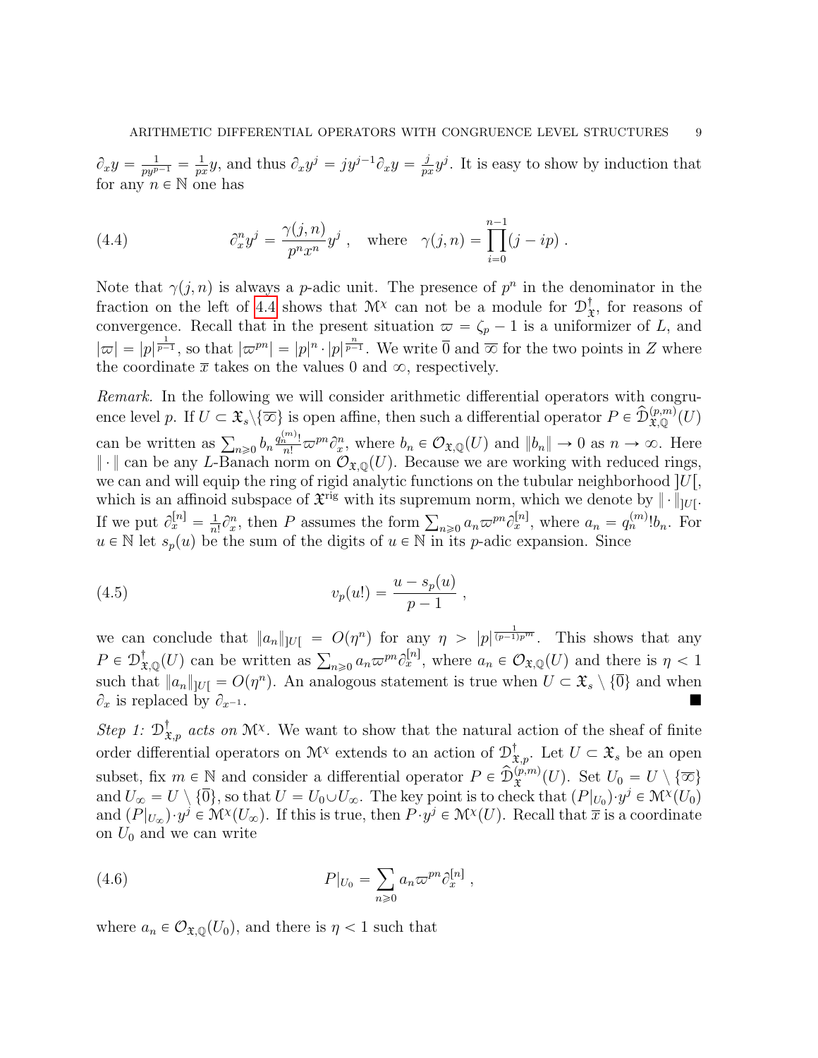$\partial_x y = \frac{1}{py^{p-1}} = \frac{1}{px}y$, and thus $\partial_x y^j = jy^{j-1}\partial_x y = \frac{j}{px}y^j$. It is easy to show by induction that for any $n \in \mathbb{N}$ one has

$$\partial_x^n y^j = \frac{\gamma(j,n)}{p^n x^n} y^j \ , \quad \text{where} \quad \gamma(j,n) = \prod_{i=0}^{n-1}(j - ip) \ . \tag{4.4}$$

Note that $\gamma(j,n)$ is always a $p$-adic unit. The presence of $p^n$ in the denominator in the fraction on the left of 4.4 shows that $\mathcal{M}^\chi$ can not be a module for $\mathcal{D}^\dagger_{\mathfrak{X}}$, for reasons of convergence. Recall that in the present situation $\varpi = \zeta_p - 1$ is a uniformizer of $L$, and $|\varpi| = |p|^{\frac{1}{p-1}}$, so that $|\varpi^{pn}| = |p|^n \cdot |p|^{\frac{n}{p-1}}$. We write $\overline{0}$ and $\overline{\infty}$ for the two points in $Z$ where the coordinate $\overline{x}$ takes on the values 0 and $\infty$, respectively.

*Remark.* In the following we will consider arithmetic differential operators with congruence level $p$. If $U \subset \mathfrak{X}_s \backslash \{\overline{\infty}\}$ is open affine, then such a differential operator $P \in \widehat{\mathcal{D}}^{(p,m)}_{\mathfrak{X},\mathbb{Q}}(U)$ can be written as $\sum_{n \geqslant 0} b_n \frac{q_n^{(m)}!}{n!} \varpi^{pn} \partial_x^n$, where $b_n \in \mathcal{O}_{\mathfrak{X},\mathbb{Q}}(U)$ and $\|b_n\| \to 0$ as $n \to \infty$. Here $\|\cdot\|$ can be any $L$-Banach norm on $\mathcal{O}_{\mathfrak{X},\mathbb{Q}}(U)$. Because we are working with reduced rings, we can and will equip the ring of rigid analytic functions on the tubular neighborhood $]U[$, which is an affinoid subspace of $\mathfrak{X}^{\rm rig}$ with its supremum norm, which we denote by $\|\cdot\|_{]U[}$. If we put $\partial_x^{[n]} = \frac{1}{n!}\partial_x^n$, then $P$ assumes the form $\sum_{n \geqslant 0} a_n \varpi^{pn} \partial_x^{[n]}$, where $a_n = q_n^{(m)}! b_n$. For $u \in \mathbb{N}$ let $s_p(u)$ be the sum of the digits of $u \in \mathbb{N}$ in its $p$-adic expansion. Since

$$v_p(u!) = \frac{u - s_p(u)}{p-1} \ , \tag{4.5}$$

we can conclude that $\|a_n\|_{]U[} = O(\eta^n)$ for any $\eta > |p|^{\frac{1}{(p-1)p^m}}$. This shows that any $P \in \mathcal{D}^\dagger_{\mathfrak{X},\mathbb{Q}}(U)$ can be written as $\sum_{n \geqslant 0} a_n \varpi^{pn} \partial_x^{[n]}$, where $a_n \in \mathcal{O}_{\mathfrak{X},\mathbb{Q}}(U)$ and there is $\eta < 1$ such that $\|a_n\|_{]U[} = O(\eta^n)$. An analogous statement is true when $U \subset \mathfrak{X}_s \setminus \{\overline{0}\}$ and when $\partial_x$ is replaced by $\partial_{x^{-1}}$. ∎

*Step 1: $\mathcal{D}^\dagger_{\mathfrak{X},p}$ acts on $\mathcal{M}^\chi$.* We want to show that the natural action of the sheaf of finite order differential operators on $\mathcal{M}^\chi$ extends to an action of $\mathcal{D}^\dagger_{\mathfrak{X},p}$. Let $U \subset \mathfrak{X}_s$ be an open subset, fix $m \in \mathbb{N}$ and consider a differential operator $P \in \widehat{\mathcal{D}}^{(p,m)}_{\mathfrak{X}}(U)$. Set $U_0 = U \setminus \{\overline{\infty}\}$ and $U_\infty = U \setminus \{\overline{0}\}$, so that $U = U_0 \cup U_\infty$. The key point is to check that $(P|_{U_0}) \cdot y^j \in \mathcal{M}^\chi(U_0)$ and $(P|_{U_\infty}) \cdot y^j \in \mathcal{M}^\chi(U_\infty)$. If this is true, then $P \cdot y^j \in \mathcal{M}^\chi(U)$. Recall that $\overline{x}$ is a coordinate on $U_0$ and we can write

$$P|_{U_0} = \sum_{n \geqslant 0} a_n \varpi^{pn} \partial_x^{[n]} \ , \tag{4.6}$$

where $a_n \in \mathcal{O}_{\mathfrak{X},\mathbb{Q}}(U_0)$, and there is $\eta < 1$ such that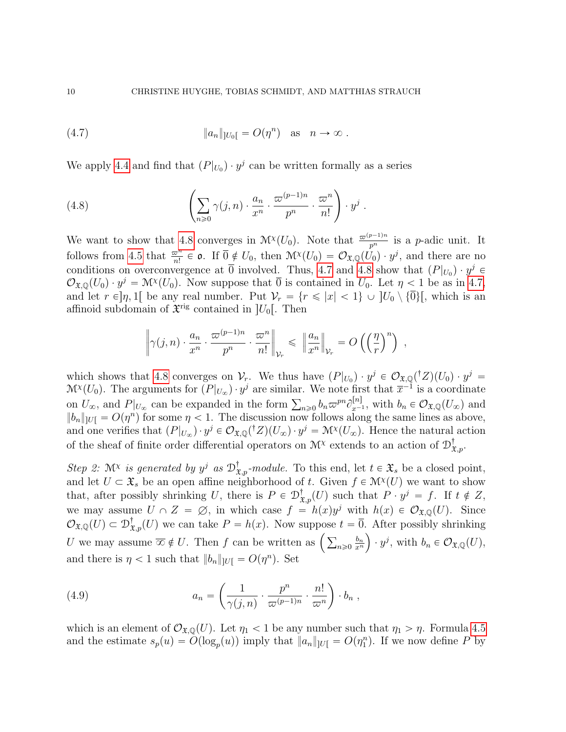$$
\|a_n\|_{]U_0[} = O(\eta^n) \quad \text{as} \quad n \to \infty \; . \tag{4.7}
$$

We apply 4.4 and find that $(P|_{U_0}) \cdot y^j$ can be written formally as a series

$$
\left( \sum_{n \geqslant 0} \gamma(j,n) \cdot \frac{a_n}{x^n} \cdot \frac{\varpi^{(p-1)n}}{p^n} \cdot \frac{\varpi^n}{n!} \right) \cdot y^j \; . \tag{4.8}
$$

We want to show that 4.8 converges in $\mathcal{M}^\chi(U_0)$. Note that $\frac{\varpi^{(p-1)n}}{p^n}$ is a $p$-adic unit. It follows from 4.5 that $\frac{\varpi^n}{n!} \in \mathfrak{o}$. If $\overline{0} \notin U_0$, then $\mathcal{M}^\chi(U_0) = \mathcal{O}_{\mathfrak{X},\mathbb{Q}}(U_0) \cdot y^j$, and there are no conditions on overconvergence at $\overline{0}$ involved. Thus, 4.7 and 4.8 show that $(P|_{U_0}) \cdot y^j \in \mathcal{O}_{\mathfrak{X},\mathbb{Q}}(U_0) \cdot y^j = \mathcal{M}^\chi(U_0)$. Now suppose that $\overline{0}$ is contained in $U_0$. Let $\eta < 1$ be as in 4.7, and let $r \in ]\eta, 1[$ be any real number. Put $\mathcal{V}_r = \{r \leqslant |x| < 1\} \cup ]U_0 \setminus \{\overline{0}\}[$, which is an affinoid subdomain of $\mathfrak{X}^{\rm rig}$ contained in $]U_0[$. Then

$$
\left\| \gamma(j,n) \cdot \frac{a_n}{x^n} \cdot \frac{\varpi^{(p-1)n}}{p^n} \cdot \frac{\varpi^n}{n!} \right\|_{\mathcal{V}_r} \leqslant \left\| \frac{a_n}{x^n} \right\|_{\mathcal{V}_r} = O\left( \left( \frac{\eta}{r} \right)^n \right) \; ,
$$

which shows that 4.8 converges on $\mathcal{V}_r$. We thus have $(P|_{U_0}) \cdot y^j \in \mathcal{O}_{\mathfrak{X},\mathbb{Q}}({}^\dagger Z)(U_0) \cdot y^j = \mathcal{M}^\chi(U_0)$. The arguments for $(P|_{U_\infty}) \cdot y^j$ are similar. We note first that $\overline{x}^{-1}$ is a coordinate on $U_\infty$, and $P|_{U_\infty}$ can be expanded in the form $\sum_{n \geqslant 0} b_n \varpi^{pn} \partial_{x^{-1}}^{[n]}$, with $b_n \in \mathcal{O}_{\mathfrak{X},\mathbb{Q}}(U_\infty)$ and $\|b_n\|_{]U[} = O(\eta^n)$ for some $\eta < 1$. The discussion now follows along the same lines as above, and one verifies that $(P|_{U_\infty}) \cdot y^j \in \mathcal{O}_{\mathfrak{X},\mathbb{Q}}({}^\dagger Z)(U_\infty) \cdot y^j = \mathcal{M}^\chi(U_\infty)$. Hence the natural action of the sheaf of finite order differential operators on $\mathcal{M}^\chi$ extends to an action of $\mathcal{D}^\dagger_{\mathfrak{X},p}$.

*Step 2: $\mathcal{M}^\chi$ is generated by $y^j$ as $\mathcal{D}^\dagger_{\mathfrak{X},p}$-module.* To this end, let $t \in \mathfrak{X}_s$ be a closed point, and let $U \subset \mathfrak{X}_s$ be an open affine neighborhood of $t$. Given $f \in \mathcal{M}^\chi(U)$ we want to show that, after possibly shrinking $U$, there is $P \in \mathcal{D}^\dagger_{\mathfrak{X},p}(U)$ such that $P \cdot y^j = f$. If $t \notin Z$, we may assume $U \cap Z = \varnothing$, in which case $f = h(x) y^j$ with $h(x) \in \mathcal{O}_{\mathfrak{X},\mathbb{Q}}(U)$. Since $\mathcal{O}_{\mathfrak{X},\mathbb{Q}}(U) \subset \mathcal{D}^\dagger_{\mathfrak{X},p}(U)$ we can take $P = h(x)$. Now suppose $t = \overline{0}$. After possibly shrinking $U$ we may assume $\overline{\infty} \notin U$. Then $f$ can be written as $\left( \sum_{n \geqslant 0} \frac{b_n}{x^n} \right) \cdot y^j$, with $b_n \in \mathcal{O}_{\mathfrak{X},\mathbb{Q}}(U)$, and there is $\eta < 1$ such that $\|b_n\|_{]U[} = O(\eta^n)$. Set

$$
a_n = \left( \frac{1}{\gamma(j,n)} \cdot \frac{p^n}{\varpi^{(p-1)n}} \cdot \frac{n!}{\varpi^n} \right) \cdot b_n \; , \tag{4.9}
$$

which is an element of $\mathcal{O}_{\mathfrak{X},\mathbb{Q}}(U)$. Let $\eta_1 < 1$ be any number such that $\eta_1 > \eta$. Formula 4.5 and the estimate $s_p(u) = O(\log_p(u))$ imply that $\|a_n\|_{]U[} = O(\eta_1^n)$. If we now define $P$ by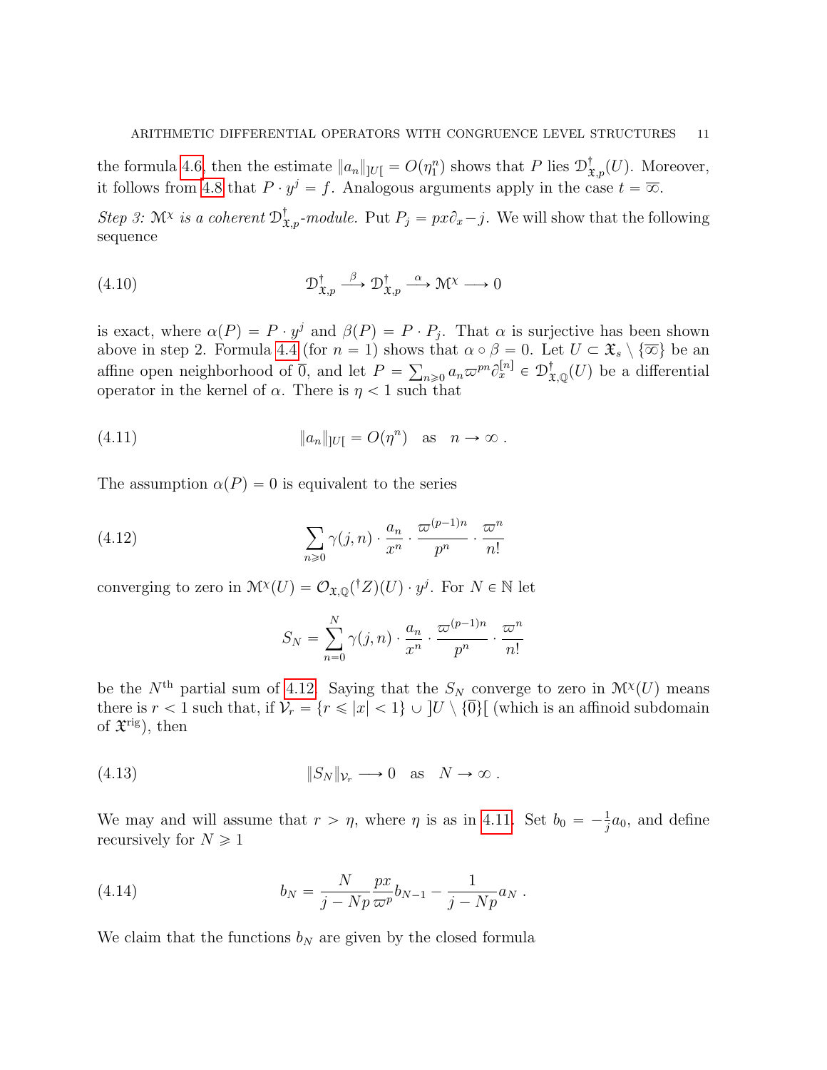the formula 4.6, then the estimate $\|a_n\|_{]U[} = O(\eta_1^n)$ shows that $P$ lies $\mathcal{D}^\dagger_{\mathfrak{X},p}(U)$. Moreover, it follows from 4.8 that $P \cdot y^j = f$. Analogous arguments apply in the case $t = \overline{\infty}$.

*Step 3: $\mathcal{M}^\chi$ is a coherent $\mathcal{D}^\dagger_{\mathfrak{X},p}$-module.* Put $P_j = px\partial_x - j$. We will show that the following sequence

$$\mathcal{D}^\dagger_{\mathfrak{X},p} \xrightarrow{\ \beta\ } \mathcal{D}^\dagger_{\mathfrak{X},p} \xrightarrow{\ \alpha\ } \mathcal{M}^\chi \longrightarrow 0 \tag{4.10}$$

is exact, where $\alpha(P) = P \cdot y^j$ and $\beta(P) = P \cdot P_j$. That $\alpha$ is surjective has been shown above in step 2. Formula 4.4 (for $n = 1$) shows that $\alpha \circ \beta = 0$. Let $U \subset \mathfrak{X}_s \setminus \{\overline{\infty}\}$ be an affine open neighborhood of $\overline{0}$, and let $P = \sum_{n \geqslant 0} a_n \varpi^{pn} \partial_x^{[n]} \in \mathcal{D}^\dagger_{\mathfrak{X},\mathbb{Q}}(U)$ be a differential operator in the kernel of $\alpha$. There is $\eta < 1$ such that

$$\|a_n\|_{]U[} = O(\eta^n) \quad \text{as} \quad n \to \infty\ . \tag{4.11}$$

The assumption $\alpha(P) = 0$ is equivalent to the series

$$\sum_{n \geqslant 0} \gamma(j,n) \cdot \frac{a_n}{x^n} \cdot \frac{\varpi^{(p-1)n}}{p^n} \cdot \frac{\varpi^n}{n!} \tag{4.12}$$

converging to zero in $\mathcal{M}^\chi(U) = \mathcal{O}_{\mathfrak{X},\mathbb{Q}}({}^\dagger Z)(U) \cdot y^j$. For $N \in \mathbb{N}$ let

$$S_N = \sum_{n=0}^{N} \gamma(j,n) \cdot \frac{a_n}{x^n} \cdot \frac{\varpi^{(p-1)n}}{p^n} \cdot \frac{\varpi^n}{n!}$$

be the $N^{\text{th}}$ partial sum of 4.12. Saying that the $S_N$ converge to zero in $\mathcal{M}^\chi(U)$ means there is $r < 1$ such that, if $\mathcal{V}_r = \{r \leqslant |x| < 1\} \cup\ ]U \setminus \{\overline{0}\}[$ (which is an affinoid subdomain of $\mathfrak{X}^{\text{rig}}$), then

$$\|S_N\|_{\mathcal{V}_r} \longrightarrow 0 \quad \text{as} \quad N \to \infty\ . \tag{4.13}$$

We may and will assume that $r > \eta$, where $\eta$ is as in 4.11. Set $b_0 = -\frac{1}{j}a_0$, and define recursively for $N \geqslant 1$

$$b_N = \frac{N}{j - Np}\frac{px}{\varpi^p} b_{N-1} - \frac{1}{j - Np} a_N\ . \tag{4.14}$$

We claim that the functions $b_N$ are given by the closed formula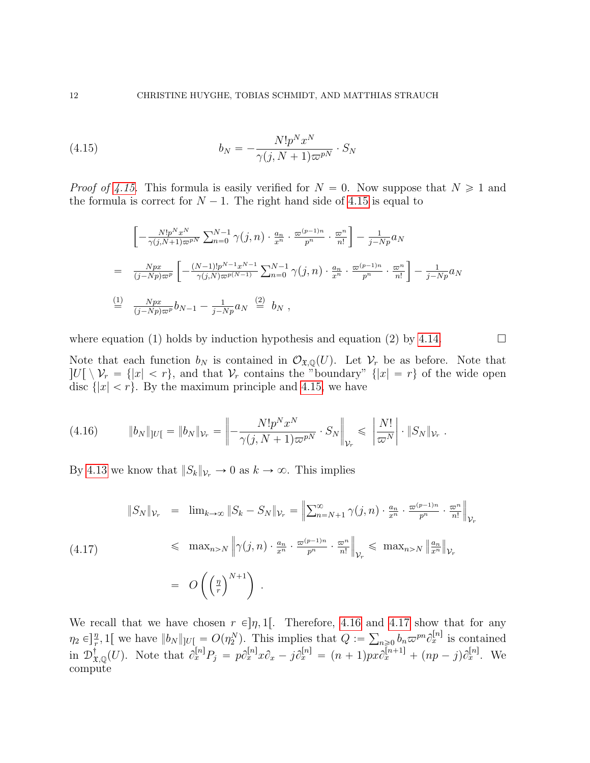$$b_N = -\frac{N! p^N x^N}{\gamma(j, N+1)\varpi^{pN}} \cdot S_N \tag{4.15}$$

*Proof of 4.15.* This formula is easily verified for $N = 0$. Now suppose that $N \geqslant 1$ and the formula is correct for $N-1$. The right hand side of 4.15 is equal to

$$\begin{aligned}
&\left[-\frac{N! p^N x^N}{\gamma(j,N+1)\varpi^{pN}} \sum_{n=0}^{N-1} \gamma(j,n) \cdot \frac{a_n}{x^n} \cdot \frac{\varpi^{(p-1)n}}{p^n} \cdot \frac{\varpi^n}{n!}\right] - \frac{1}{j-Np} a_N \\
= \;& \frac{Npx}{(j-Np)\varpi^p}\left[-\frac{(N-1)! p^{N-1} x^{N-1}}{\gamma(j,N)\varpi^{p(N-1)}} \sum_{n=0}^{N-1} \gamma(j,n) \cdot \frac{a_n}{x^n} \cdot \frac{\varpi^{(p-1)n}}{p^n} \cdot \frac{\varpi^n}{n!}\right] - \frac{1}{j-Np} a_N \\
\stackrel{(1)}{=} \;& \frac{Npx}{(j-Np)\varpi^p} b_{N-1} - \frac{1}{j-Np} a_N \stackrel{(2)}{=} b_N \;,
\end{aligned}$$

where equation (1) holds by induction hypothesis and equation (2) by 4.14. $\square$

Note that each function $b_N$ is contained in $\mathcal{O}_{\mathfrak{X},\mathbb{Q}}(U)$. Let $\mathcal{V}_r$ be as before. Note that $]U[ \setminus \mathcal{V}_r = \{|x| < r\}$, and that $\mathcal{V}_r$ contains the "boundary" $\{|x| = r\}$ of the wide open disc $\{|x| < r\}$. By the maximum principle and 4.15, we have

$$\|b_N\|_{]U[} = \|b_N\|_{\mathcal{V}_r} = \left\| -\frac{N! p^N x^N}{\gamma(j, N+1)\varpi^{pN}} \cdot S_N \right\|_{\mathcal{V}_r} \leqslant \left|\frac{N!}{\varpi^N}\right| \cdot \|S_N\|_{\mathcal{V}_r} \;. \tag{4.16}$$

By 4.13 we know that $\|S_k\|_{\mathcal{V}_r} \to 0$ as $k \to \infty$. This implies

$$\begin{aligned}
\|S_N\|_{\mathcal{V}_r} &= \lim_{k\to\infty} \|S_k - S_N\|_{\mathcal{V}_r} = \left\| \sum_{n=N+1}^{\infty} \gamma(j,n) \cdot \frac{a_n}{x^n} \cdot \frac{\varpi^{(p-1)n}}{p^n} \cdot \frac{\varpi^n}{n!} \right\|_{\mathcal{V}_r} \\
&\leqslant \max_{n>N} \left\| \gamma(j,n) \cdot \frac{a_n}{x^n} \cdot \frac{\varpi^{(p-1)n}}{p^n} \cdot \frac{\varpi^n}{n!} \right\|_{\mathcal{V}_r} \leqslant \max_{n>N} \left\| \frac{a_n}{x^n} \right\|_{\mathcal{V}_r} \\
&= O\left( \left(\frac{\eta}{r}\right)^{N+1} \right) \;.
\end{aligned} \tag{4.17}$$

We recall that we have chosen $r \in ]\eta, 1[$. Therefore, 4.16 and 4.17 show that for any $\eta_2 \in ]\frac{\eta}{r}, 1[$ we have $\|b_N\|_{]U[} = O(\eta_2^N)$. This implies that $Q := \sum_{n\geqslant 0} b_n \varpi^{pn} \partial_x^{[n]}$ is contained in $\mathcal{D}^\dagger_{\mathfrak{X},\mathbb{Q}}(U)$. Note that $\partial_x^{[n]} P_j = p\partial_x^{[n]} x \partial_x - j\partial_x^{[n]} = (n+1)px\partial_x^{[n+1]} + (np-j)\partial_x^{[n]}$. We compute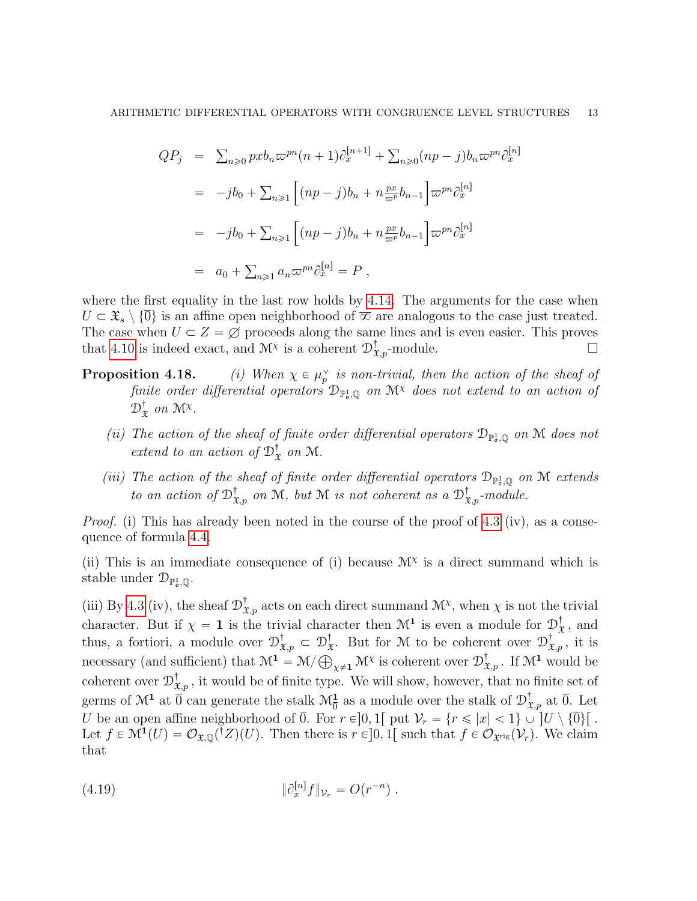$$
\begin{aligned}
QP_j &= \sum_{n\geqslant 0} pxb_n\varpi^{pn}(n+1)\partial_x^{[n+1]} + \sum_{n\geqslant 0}(np-j)b_n\varpi^{pn}\partial_x^{[n]} \\
&= -jb_0 + \sum_{n\geqslant 1}\Big[(np-j)b_n + n\tfrac{px}{\varpi^p}b_{n-1}\Big]\varpi^{pn}\partial_x^{[n]} \\
&= -jb_0 + \sum_{n\geqslant 1}\Big[(np-j)b_n + n\tfrac{px}{\varpi^p}b_{n-1}\Big]\varpi^{pn}\partial_x^{[n]} \\
&= a_0 + \sum_{n\geqslant 1} a_n\varpi^{pn}\partial_x^{[n]} = P\ ,
\end{aligned}
$$

where the first equality in the last row holds by 4.14. The arguments for the case when $U \subset \mathfrak{X}_s \setminus \{\overline{0}\}$ is an affine open neighborhood of $\overline{\infty}$ are analogous to the case just treated. The case when $U \subset Z = \varnothing$ proceeds along the same lines and is even easier. This proves that 4.10 is indeed exact, and $\mathcal{M}^\chi$ is a coherent $\mathcal{D}^\dagger_{\mathfrak{X},p}$-module. $\square$

**Proposition 4.18.** *(i) When $\chi \in \mu_p^\vee$ is non-trivial, then the action of the sheaf of finite order differential operators $\mathcal{D}_{\mathbb{P}^1_{\mathfrak{o}},\mathbb{Q}}$ on $\mathcal{M}^\chi$ does not extend to an action of $\mathcal{D}^\dagger_{\mathfrak{X}}$ on $\mathcal{M}^\chi$.*

*(ii) The action of the sheaf of finite order differential operators $\mathcal{D}_{\mathbb{P}^1_{\mathfrak{o}},\mathbb{Q}}$ on $\mathcal{M}$ does not extend to an action of $\mathcal{D}^\dagger_{\mathfrak{X}}$ on $\mathcal{M}$.*

*(iii) The action of the sheaf of finite order differential operators $\mathcal{D}_{\mathbb{P}^1_{\mathfrak{o}},\mathbb{Q}}$ on $\mathcal{M}$ extends to an action of $\mathcal{D}^\dagger_{\mathfrak{X},p}$ on $\mathcal{M}$, but $\mathcal{M}$ is not coherent as a $\mathcal{D}^\dagger_{\mathfrak{X},p}$-module.*

*Proof.* (i) This has already been noted in the course of the proof of 4.3 (iv), as a consequence of formula 4.4.

(ii) This is an immediate consequence of (i) because $\mathcal{M}^\chi$ is a direct summand which is stable under $\mathcal{D}_{\mathbb{P}^1_{\mathfrak{o}},\mathbb{Q}}$.

(iii) By 4.3 (iv), the sheaf $\mathcal{D}^\dagger_{\mathfrak{X},p}$ acts on each direct summand $\mathcal{M}^\chi$, when $\chi$ is not the trivial character. But if $\chi = \mathbf{1}$ is the trivial character then $\mathcal{M}^{\mathbf{1}}$ is even a module for $\mathcal{D}^\dagger_{\mathfrak{X}}$, and thus, a fortiori, a module over $\mathcal{D}^\dagger_{\mathfrak{X},p} \subset \mathcal{D}^\dagger_{\mathfrak{X}}$. But for $\mathcal{M}$ to be coherent over $\mathcal{D}^\dagger_{\mathfrak{X},p}$, it is necessary (and sufficient) that $\mathcal{M}^{\mathbf{1}} = \mathcal{M}/\bigoplus_{\chi\neq\mathbf{1}}\mathcal{M}^\chi$ is coherent over $\mathcal{D}^\dagger_{\mathfrak{X},p}$. If $\mathcal{M}^{\mathbf{1}}$ would be coherent over $\mathcal{D}^\dagger_{\mathfrak{X},p}$, it would be of finite type. We will show, however, that no finite set of germs of $\mathcal{M}^{\mathbf{1}}$ at $\overline{0}$ can generate the stalk $\mathcal{M}^{\mathbf{1}}_{\overline{0}}$ as a module over the stalk of $\mathcal{D}^\dagger_{\mathfrak{X},p}$ at $\overline{0}$. Let $U$ be an open affine neighborhood of $\overline{0}$. For $r \in ]0,1[$ put $\mathcal{V}_r = \{r \leqslant |x| < 1\} \cup ]U \setminus \{\overline{0}\}[$ . Let $f \in \mathcal{M}^{\mathbf{1}}(U) = \mathcal{O}_{\mathfrak{X},\mathbb{Q}}({}^\dagger Z)(U)$. Then there is $r \in ]0,1[$ such that $f \in \mathcal{O}_{\mathfrak{X}^{\mathrm{rig}}}(\mathcal{V}_r)$. We claim that

$$
\|\partial_x^{[n]} f\|_{\mathcal{V}_r} = O(r^{-n})\ . \tag{4.19}
$$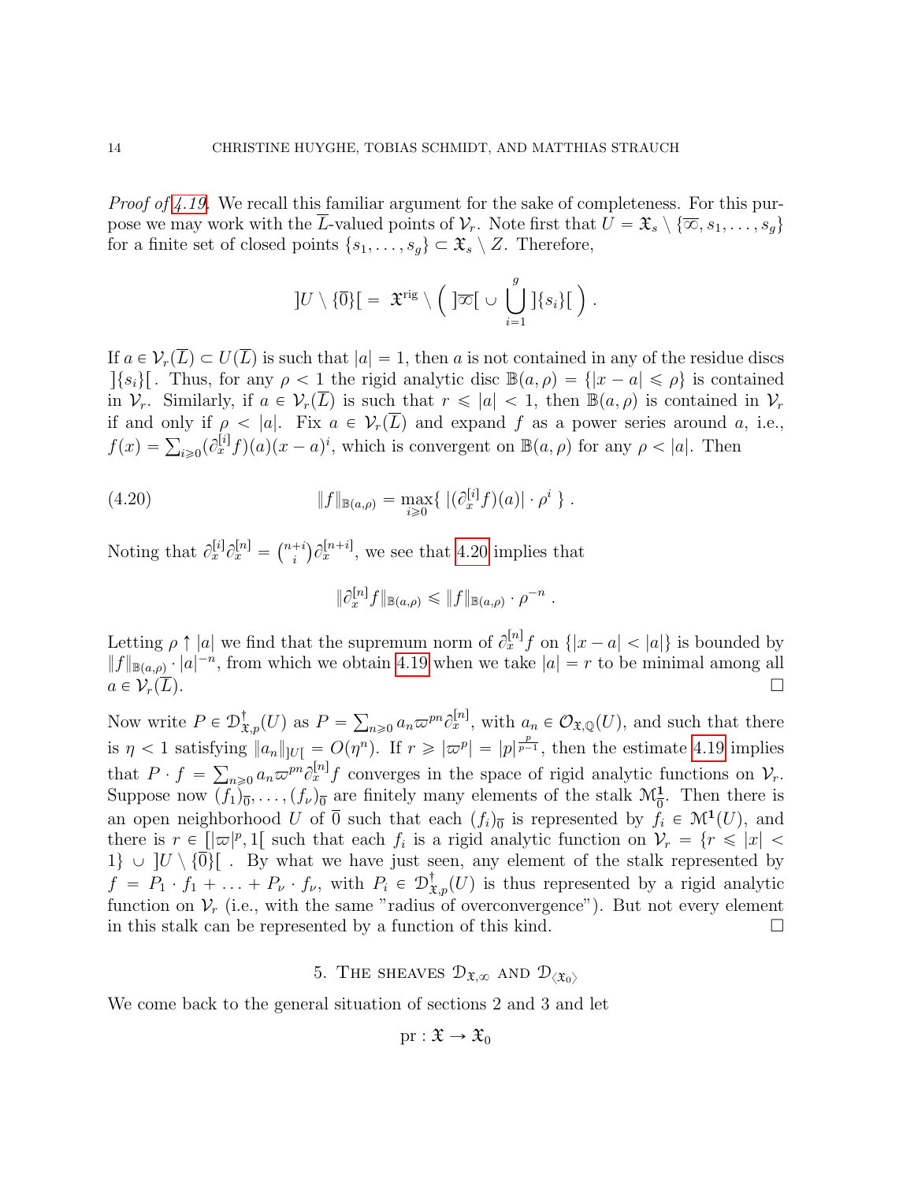*Proof of 4.19.* We recall this familiar argument for the sake of completeness. For this purpose we may work with the $\overline{L}$-valued points of $\mathcal{V}_r$. Note first that $U = \mathfrak{X}_s \setminus \{\overline{\infty}, s_1, \ldots, s_g\}$ for a finite set of closed points $\{s_1, \ldots, s_g\} \subset \mathfrak{X}_s \setminus Z$. Therefore,

$$]U \setminus \{\overline{0}\}[ \, = \, \mathfrak{X}^{\mathrm{rig}} \setminus \Big( \, ]\overline{\infty}[ \, \cup \, \bigcup_{i=1}^{g} \, ]\{s_i\}[ \, \Big) \, .$$

If $a \in \mathcal{V}_r(\overline{L}) \subset U(\overline{L})$ is such that $|a| = 1$, then $a$ is not contained in any of the residue discs $]\{s_i\}[$. Thus, for any $\rho < 1$ the rigid analytic disc $\mathbb{B}(a, \rho) = \{|x - a| \leqslant \rho\}$ is contained in $\mathcal{V}_r$. Similarly, if $a \in \mathcal{V}_r(\overline{L})$ is such that $r \leqslant |a| < 1$, then $\mathbb{B}(a, \rho)$ is contained in $\mathcal{V}_r$ if and only if $\rho < |a|$. Fix $a \in \mathcal{V}_r(\overline{L})$ and expand $f$ as a power series around $a$, i.e., $f(x) = \sum_{i \geqslant 0} (\partial_x^{[i]} f)(a)(x - a)^i$, which is convergent on $\mathbb{B}(a, \rho)$ for any $\rho < |a|$. Then

$$\|f\|_{\mathbb{B}(a,\rho)} = \max_{i \geqslant 0} \{ \, |(\partial_x^{[i]} f)(a)| \cdot \rho^i \, \} \, . \tag{4.20}$$

Noting that $\partial_x^{[i]} \partial_x^{[n]} = \binom{n+i}{i} \partial_x^{[n+i]}$, we see that 4.20 implies that

$$\|\partial_x^{[n]} f\|_{\mathbb{B}(a,\rho)} \leqslant \|f\|_{\mathbb{B}(a,\rho)} \cdot \rho^{-n} \, .$$

Letting $\rho \uparrow |a|$ we find that the supremum norm of $\partial_x^{[n]} f$ on $\{|x - a| < |a|\}$ is bounded by $\|f\|_{\mathbb{B}(a,\rho)} \cdot |a|^{-n}$, from which we obtain 4.19 when we take $|a| = r$ to be minimal among all $a \in \mathcal{V}_r(\overline{L})$. $\square$

Now write $P \in \mathcal{D}^{\dagger}_{\mathfrak{X},p}(U)$ as $P = \sum_{n \geqslant 0} a_n \varpi^{pn} \partial_x^{[n]}$, with $a_n \in \mathcal{O}_{\mathfrak{X},\mathbb{Q}}(U)$, and such that there is $\eta < 1$ satisfying $\|a_n\|_{]U[} = O(\eta^n)$. If $r \geqslant |\varpi^p| = |p|^{\frac{p}{p-1}}$, then the estimate 4.19 implies that $P \cdot f = \sum_{n \geqslant 0} a_n \varpi^{pn} \partial_x^{[n]} f$ converges in the space of rigid analytic functions on $\mathcal{V}_r$. Suppose now $(f_1)_{\overline{0}}, \ldots, (f_\nu)_{\overline{0}}$ are finitely many elements of the stalk $\mathcal{M}^{\mathbf{1}}_{\overline{0}}$. Then there is an open neighborhood $U$ of $\overline{0}$ such that each $(f_i)_{\overline{0}}$ is represented by $f_i \in \mathcal{M}^{\mathbf{1}}(U)$, and there is $r \in [|\varpi|^p, 1[$ such that each $f_i$ is a rigid analytic function on $\mathcal{V}_r = \{r \leqslant |x| < 1\} \cup \, ]U \setminus \{\overline{0}\}[$ . By what we have just seen, any element of the stalk represented by $f = P_1 \cdot f_1 + \ldots + P_\nu \cdot f_\nu$, with $P_i \in \mathcal{D}^{\dagger}_{\mathfrak{X},p}(U)$ is thus represented by a rigid analytic function on $\mathcal{V}_r$ (i.e., with the same "radius of overconvergence"). But not every element in this stalk can be represented by a function of this kind. $\square$

## 5. The sheaves $\mathcal{D}_{\mathfrak{X},\infty}$ and $\mathcal{D}_{\langle \mathfrak{X}_0 \rangle}$

We come back to the general situation of sections 2 and 3 and let

$$\mathrm{pr} : \mathfrak{X} \to \mathfrak{X}_0$$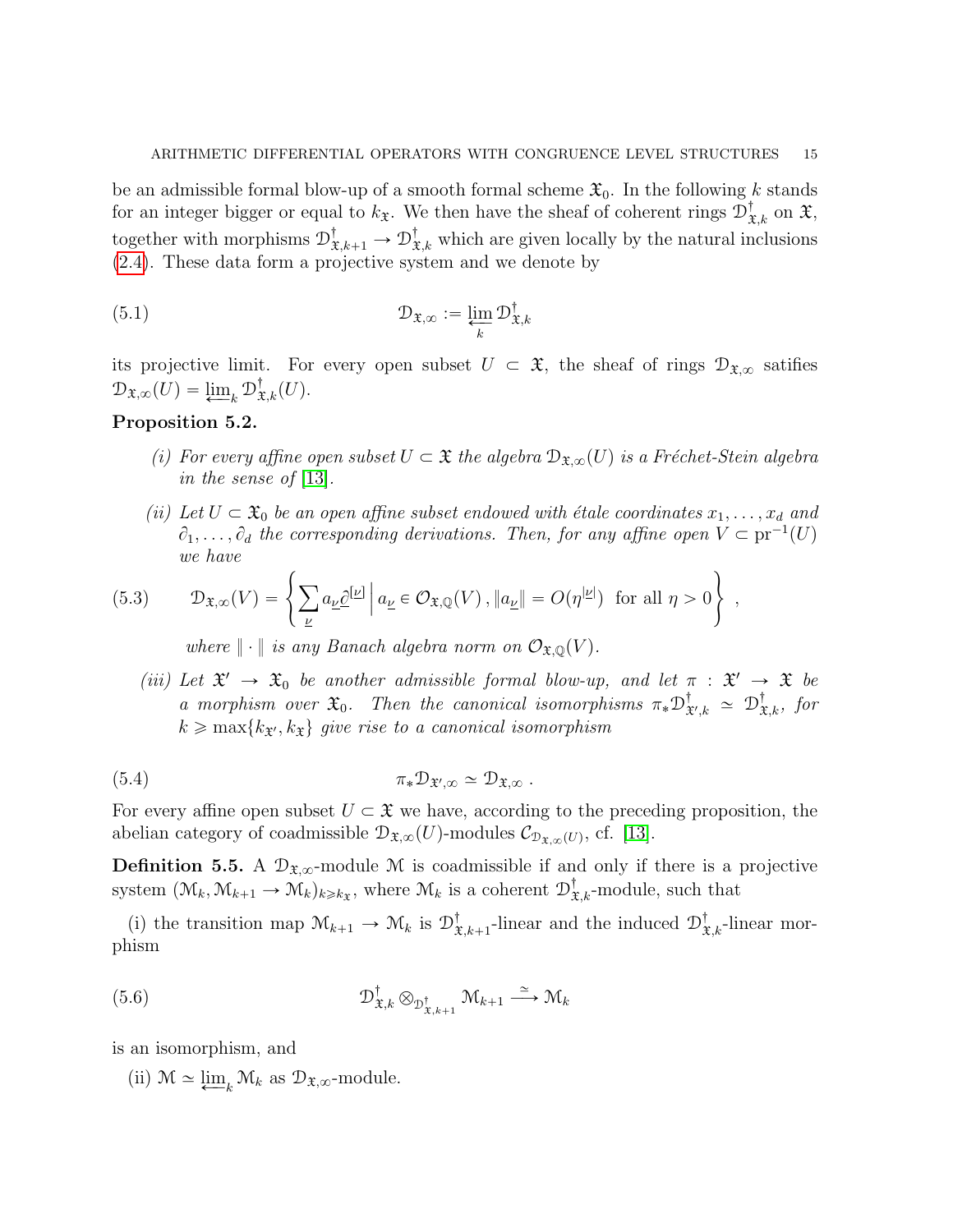be an admissible formal blow-up of a smooth formal scheme $\mathfrak{X}_0$. In the following $k$ stands for an integer bigger or equal to $k_{\mathfrak{X}}$. We then have the sheaf of coherent rings $\mathcal{D}^\dagger_{\mathfrak{X},k}$ on $\mathfrak{X}$, together with morphisms $\mathcal{D}^\dagger_{\mathfrak{X},k+1} \to \mathcal{D}^\dagger_{\mathfrak{X},k}$ which are given locally by the natural inclusions (2.4). These data form a projective system and we denote by

$$\mathcal{D}_{\mathfrak{X},\infty} := \varprojlim_k \mathcal{D}^\dagger_{\mathfrak{X},k} \tag{5.1}$$

its projective limit. For every open subset $U \subset \mathfrak{X}$, the sheaf of rings $\mathcal{D}_{\mathfrak{X},\infty}$ satifies $\mathcal{D}_{\mathfrak{X},\infty}(U) = \varprojlim_k \mathcal{D}^\dagger_{\mathfrak{X},k}(U)$.

**Proposition 5.2.**

*(i) For every affine open subset $U \subset \mathfrak{X}$ the algebra $\mathcal{D}_{\mathfrak{X},\infty}(U)$ is a Fréchet-Stein algebra in the sense of [13].*

*(ii) Let $U \subset \mathfrak{X}_0$ be an open affine subset endowed with étale coordinates $x_1, \ldots, x_d$ and $\partial_1, \ldots, \partial_d$ the corresponding derivations. Then, for any affine open $V \subset \mathrm{pr}^{-1}(U)$ we have*

$$\mathcal{D}_{\mathfrak{X},\infty}(V) = \left\{ \sum_{\underline{\nu}} a_{\underline{\nu}} \underline{\partial}^{[\underline{\nu}]} \,\middle|\, a_{\underline{\nu}} \in \mathcal{O}_{\mathfrak{X},\mathbb{Q}}(V)\,, \|a_{\underline{\nu}}\| = O(\eta^{|\underline{\nu}|}) \text{ for all } \eta > 0 \right\}\,, \tag{5.3}$$

*where $\|\cdot\|$ is any Banach algebra norm on $\mathcal{O}_{\mathfrak{X},\mathbb{Q}}(V)$.*

*(iii) Let $\mathfrak{X}' \to \mathfrak{X}_0$ be another admissible formal blow-up, and let $\pi : \mathfrak{X}' \to \mathfrak{X}$ be a morphism over $\mathfrak{X}_0$. Then the canonical isomorphisms $\pi_*\mathcal{D}^\dagger_{\mathfrak{X}',k} \simeq \mathcal{D}^\dagger_{\mathfrak{X},k}$, for $k \geqslant \max\{k_{\mathfrak{X}'}, k_{\mathfrak{X}}\}$ give rise to a canonical isomorphism*

$$\pi_*\mathcal{D}_{\mathfrak{X}',\infty} \simeq \mathcal{D}_{\mathfrak{X},\infty}\,. \tag{5.4}$$

For every affine open subset $U \subset \mathfrak{X}$ we have, according to the preceding proposition, the abelian category of coadmissible $\mathcal{D}_{\mathfrak{X},\infty}(U)$-modules $\mathcal{C}_{\mathcal{D}_{\mathfrak{X},\infty}(U)}$, cf. [13].

**Definition 5.5.** A $\mathcal{D}_{\mathfrak{X},\infty}$-module $\mathcal{M}$ is coadmissible if and only if there is a projective system $(\mathcal{M}_k, \mathcal{M}_{k+1} \to \mathcal{M}_k)_{k \geqslant k_{\mathfrak{X}}}$, where $\mathcal{M}_k$ is a coherent $\mathcal{D}^\dagger_{\mathfrak{X},k}$-module, such that

(i) the transition map $\mathcal{M}_{k+1} \to \mathcal{M}_k$ is $\mathcal{D}^\dagger_{\mathfrak{X},k+1}$-linear and the induced $\mathcal{D}^\dagger_{\mathfrak{X},k}$-linear morphism

$$\mathcal{D}^\dagger_{\mathfrak{X},k} \otimes_{\mathcal{D}^\dagger_{\mathfrak{X},k+1}} \mathcal{M}_{k+1} \xrightarrow{\simeq} \mathcal{M}_k \tag{5.6}$$

is an isomorphism, and

(ii) $\mathcal{M} \simeq \varprojlim_k \mathcal{M}_k$ as $\mathcal{D}_{\mathfrak{X},\infty}$-module.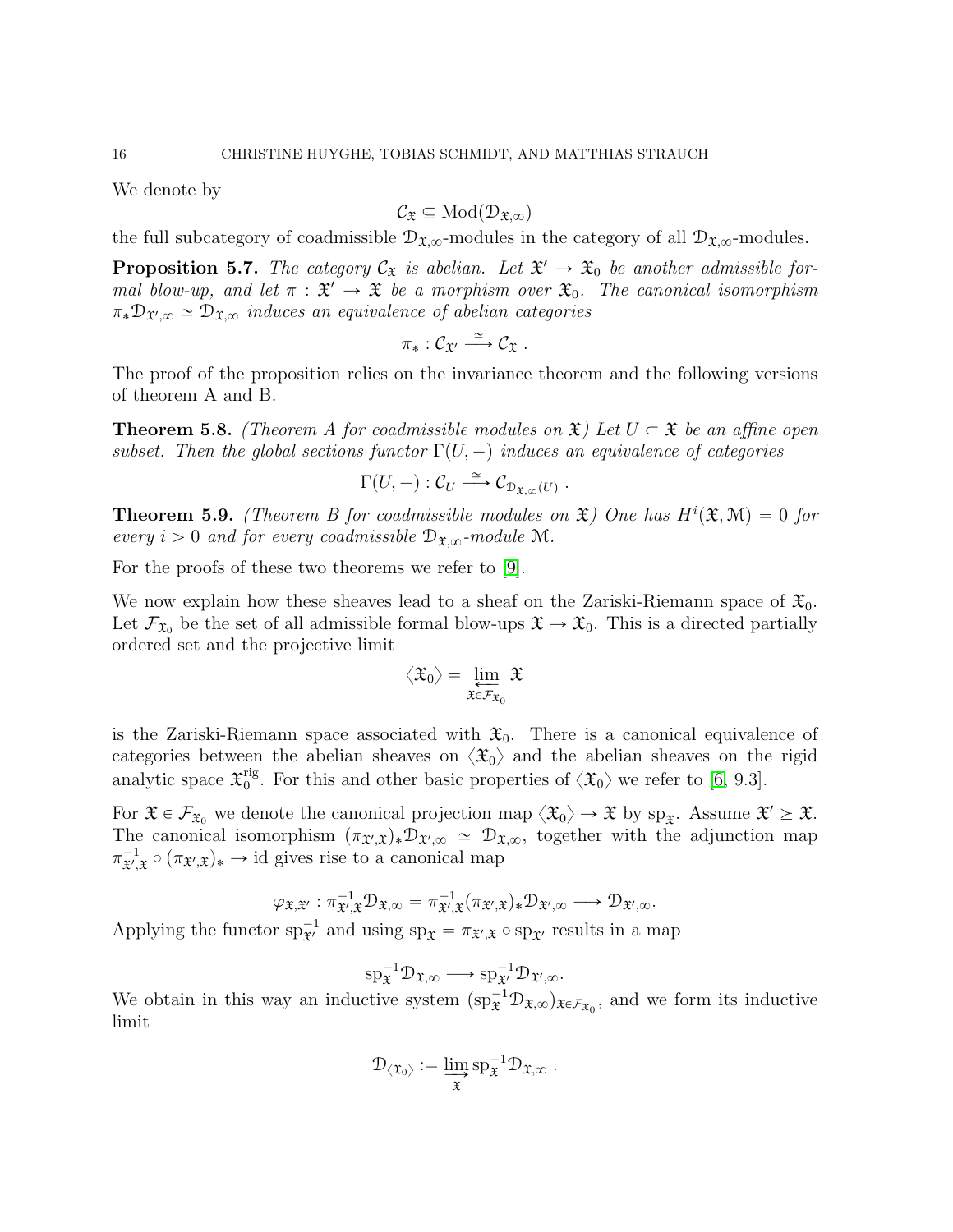We denote by

$$\mathcal{C}_{\mathfrak{X}} \subseteq \mathrm{Mod}(\mathcal{D}_{\mathfrak{X},\infty})$$

the full subcategory of coadmissible $\mathcal{D}_{\mathfrak{X},\infty}$-modules in the category of all $\mathcal{D}_{\mathfrak{X},\infty}$-modules.

**Proposition 5.7.** *The category $\mathcal{C}_{\mathfrak{X}}$ is abelian. Let $\mathfrak{X}' \to \mathfrak{X}_0$ be another admissible formal blow-up, and let $\pi : \mathfrak{X}' \to \mathfrak{X}$ be a morphism over $\mathfrak{X}_0$. The canonical isomorphism $\pi_* \mathcal{D}_{\mathfrak{X}',\infty} \simeq \mathcal{D}_{\mathfrak{X},\infty}$ induces an equivalence of abelian categories*

$$\pi_* : \mathcal{C}_{\mathfrak{X}'} \xrightarrow{\simeq} \mathcal{C}_{\mathfrak{X}} .$$

The proof of the proposition relies on the invariance theorem and the following versions of theorem A and B.

**Theorem 5.8.** *(Theorem A for coadmissible modules on $\mathfrak{X}$) Let $U \subset \mathfrak{X}$ be an affine open subset. Then the global sections functor $\Gamma(U,-)$ induces an equivalence of categories*

$$\Gamma(U,-) : \mathcal{C}_U \xrightarrow{\simeq} \mathcal{C}_{\mathcal{D}_{\mathfrak{X},\infty}(U)} .$$

**Theorem 5.9.** *(Theorem B for coadmissible modules on $\mathfrak{X}$) One has $H^i(\mathfrak{X}, \mathcal{M}) = 0$ for every $i > 0$ and for every coadmissible $\mathcal{D}_{\mathfrak{X},\infty}$-module $\mathcal{M}$.*

For the proofs of these two theorems we refer to [9].

We now explain how these sheaves lead to a sheaf on the Zariski-Riemann space of $\mathfrak{X}_0$. Let $\mathcal{F}_{\mathfrak{X}_0}$ be the set of all admissible formal blow-ups $\mathfrak{X} \to \mathfrak{X}_0$. This is a directed partially ordered set and the projective limit

$$\langle \mathfrak{X}_0 \rangle = \varprojlim_{\mathfrak{X} \in \mathcal{F}_{\mathfrak{X}_0}} \mathfrak{X}$$

is the Zariski-Riemann space associated with $\mathfrak{X}_0$. There is a canonical equivalence of categories between the abelian sheaves on $\langle \mathfrak{X}_0 \rangle$ and the abelian sheaves on the rigid analytic space $\mathfrak{X}_0^{\mathrm{rig}}$. For this and other basic properties of $\langle \mathfrak{X}_0 \rangle$ we refer to [6, 9.3].

For $\mathfrak{X} \in \mathcal{F}_{\mathfrak{X}_0}$ we denote the canonical projection map $\langle \mathfrak{X}_0 \rangle \to \mathfrak{X}$ by $\mathrm{sp}_{\mathfrak{X}}$. Assume $\mathfrak{X}' \succeq \mathfrak{X}$. The canonical isomorphism $(\pi_{\mathfrak{X}',\mathfrak{X}})_* \mathcal{D}_{\mathfrak{X}',\infty} \simeq \mathcal{D}_{\mathfrak{X},\infty}$, together with the adjunction map $\pi_{\mathfrak{X}',\mathfrak{X}}^{-1} \circ (\pi_{\mathfrak{X}',\mathfrak{X}})_* \to \mathrm{id}$ gives rise to a canonical map

$$\varphi_{\mathfrak{X},\mathfrak{X}'} : \pi_{\mathfrak{X}',\mathfrak{X}}^{-1} \mathcal{D}_{\mathfrak{X},\infty} = \pi_{\mathfrak{X}',\mathfrak{X}}^{-1} (\pi_{\mathfrak{X}',\mathfrak{X}})_* \mathcal{D}_{\mathfrak{X}',\infty} \longrightarrow \mathcal{D}_{\mathfrak{X}',\infty}.$$

Applying the functor $\mathrm{sp}_{\mathfrak{X}'}^{-1}$ and using $\mathrm{sp}_{\mathfrak{X}} = \pi_{\mathfrak{X}',\mathfrak{X}} \circ \mathrm{sp}_{\mathfrak{X}'}$ results in a map

$$\mathrm{sp}_{\mathfrak{X}}^{-1} \mathcal{D}_{\mathfrak{X},\infty} \longrightarrow \mathrm{sp}_{\mathfrak{X}'}^{-1} \mathcal{D}_{\mathfrak{X}',\infty}.$$

We obtain in this way an inductive system $(\mathrm{sp}_{\mathfrak{X}}^{-1} \mathcal{D}_{\mathfrak{X},\infty})_{\mathfrak{X} \in \mathcal{F}_{\mathfrak{X}_0}}$, and we form its inductive limit

$$\mathcal{D}_{\langle \mathfrak{X}_0 \rangle} := \varinjlim_{\mathfrak{X}} \mathrm{sp}_{\mathfrak{X}}^{-1} \mathcal{D}_{\mathfrak{X},\infty} .$$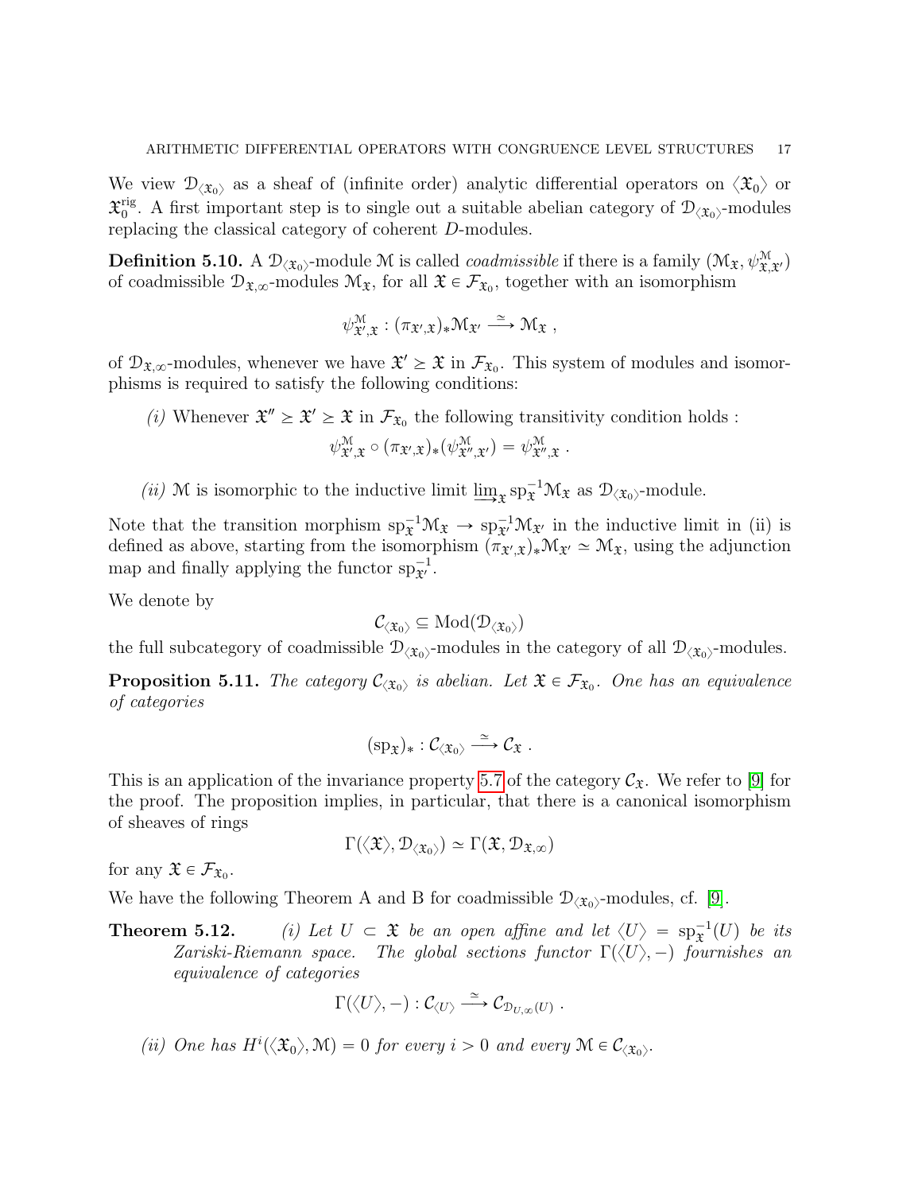We view $\mathcal{D}_{\langle \mathfrak{X}_0 \rangle}$ as a sheaf of (infinite order) analytic differential operators on $\langle \mathfrak{X}_0 \rangle$ or $\mathfrak{X}_0^{\mathrm{rig}}$. A first important step is to single out a suitable abelian category of $\mathcal{D}_{\langle \mathfrak{X}_0 \rangle}$-modules replacing the classical category of coherent $D$-modules.

**Definition 5.10.** A $\mathcal{D}_{\langle \mathfrak{X}_0 \rangle}$-module $\mathcal{M}$ is called *coadmissible* if there is a family $(\mathcal{M}_{\mathfrak{X}}, \psi^{\mathcal{M}}_{\mathfrak{X},\mathfrak{X}'})$ of coadmissible $\mathcal{D}_{\mathfrak{X},\infty}$-modules $\mathcal{M}_{\mathfrak{X}}$, for all $\mathfrak{X} \in \mathcal{F}_{\mathfrak{X}_0}$, together with an isomorphism

$$\psi^{\mathcal{M}}_{\mathfrak{X}',\mathfrak{X}} : (\pi_{\mathfrak{X}',\mathfrak{X}})_* \mathcal{M}_{\mathfrak{X}'} \xrightarrow{\simeq} \mathcal{M}_{\mathfrak{X}} \,,$$

of $\mathcal{D}_{\mathfrak{X},\infty}$-modules, whenever we have $\mathfrak{X}' \succeq \mathfrak{X}$ in $\mathcal{F}_{\mathfrak{X}_0}$. This system of modules and isomorphisms is required to satisfy the following conditions:

*(i)* Whenever $\mathfrak{X}'' \succeq \mathfrak{X}' \succeq \mathfrak{X}$ in $\mathcal{F}_{\mathfrak{X}_0}$ the following transitivity condition holds :
$$\psi^{\mathcal{M}}_{\mathfrak{X}',\mathfrak{X}} \circ (\pi_{\mathfrak{X}',\mathfrak{X}})_*(\psi^{\mathcal{M}}_{\mathfrak{X}'',\mathfrak{X}'}) = \psi^{\mathcal{M}}_{\mathfrak{X}'',\mathfrak{X}} \,.$$

*(ii)* $\mathcal{M}$ is isomorphic to the inductive limit $\varinjlim_{\mathfrak{X}} \mathrm{sp}_{\mathfrak{X}}^{-1} \mathcal{M}_{\mathfrak{X}}$ as $\mathcal{D}_{\langle \mathfrak{X}_0 \rangle}$-module.

Note that the transition morphism $\mathrm{sp}_{\mathfrak{X}}^{-1}\mathcal{M}_{\mathfrak{X}} \to \mathrm{sp}_{\mathfrak{X}'}^{-1}\mathcal{M}_{\mathfrak{X}'}$ in the inductive limit in (ii) is defined as above, starting from the isomorphism $(\pi_{\mathfrak{X}',\mathfrak{X}})_*\mathcal{M}_{\mathfrak{X}'} \simeq \mathcal{M}_{\mathfrak{X}}$, using the adjunction map and finally applying the functor $\mathrm{sp}_{\mathfrak{X}'}^{-1}$.

We denote by

$$\mathcal{C}_{\langle \mathfrak{X}_0 \rangle} \subseteq \mathrm{Mod}(\mathcal{D}_{\langle \mathfrak{X}_0 \rangle})$$

the full subcategory of coadmissible $\mathcal{D}_{\langle \mathfrak{X}_0 \rangle}$-modules in the category of all $\mathcal{D}_{\langle \mathfrak{X}_0 \rangle}$-modules.

**Proposition 5.11.** *The category $\mathcal{C}_{\langle \mathfrak{X}_0 \rangle}$ is abelian. Let $\mathfrak{X} \in \mathcal{F}_{\mathfrak{X}_0}$. One has an equivalence of categories*

$$(\mathrm{sp}_{\mathfrak{X}})_* : \mathcal{C}_{\langle \mathfrak{X}_0 \rangle} \xrightarrow{\simeq} \mathcal{C}_{\mathfrak{X}} \,.$$

This is an application of the invariance property 5.7 of the category $\mathcal{C}_{\mathfrak{X}}$. We refer to [9] for the proof. The proposition implies, in particular, that there is a canonical isomorphism of sheaves of rings

$$\Gamma(\langle \mathfrak{X} \rangle, \mathcal{D}_{\langle \mathfrak{X}_0 \rangle}) \simeq \Gamma(\mathfrak{X}, \mathcal{D}_{\mathfrak{X},\infty})$$

for any $\mathfrak{X} \in \mathcal{F}_{\mathfrak{X}_0}$.

We have the following Theorem A and B for coadmissible $\mathcal{D}_{\langle \mathfrak{X}_0 \rangle}$-modules, cf. [9].

**Theorem 5.12.** *(i) Let $U \subset \mathfrak{X}$ be an open affine and let $\langle U \rangle = \mathrm{sp}_{\mathfrak{X}}^{-1}(U)$ be its Zariski-Riemann space. The global sections functor $\Gamma(\langle U \rangle, -)$ fournishes an equivalence of categories*

$$\Gamma(\langle U \rangle, -) : \mathcal{C}_{\langle U \rangle} \xrightarrow{\simeq} \mathcal{C}_{\mathcal{D}_{U,\infty}(U)} \,.$$

*(ii) One has $H^i(\langle \mathfrak{X}_0 \rangle, \mathcal{M}) = 0$ for every $i > 0$ and every $\mathcal{M} \in \mathcal{C}_{\langle \mathfrak{X}_0 \rangle}$.*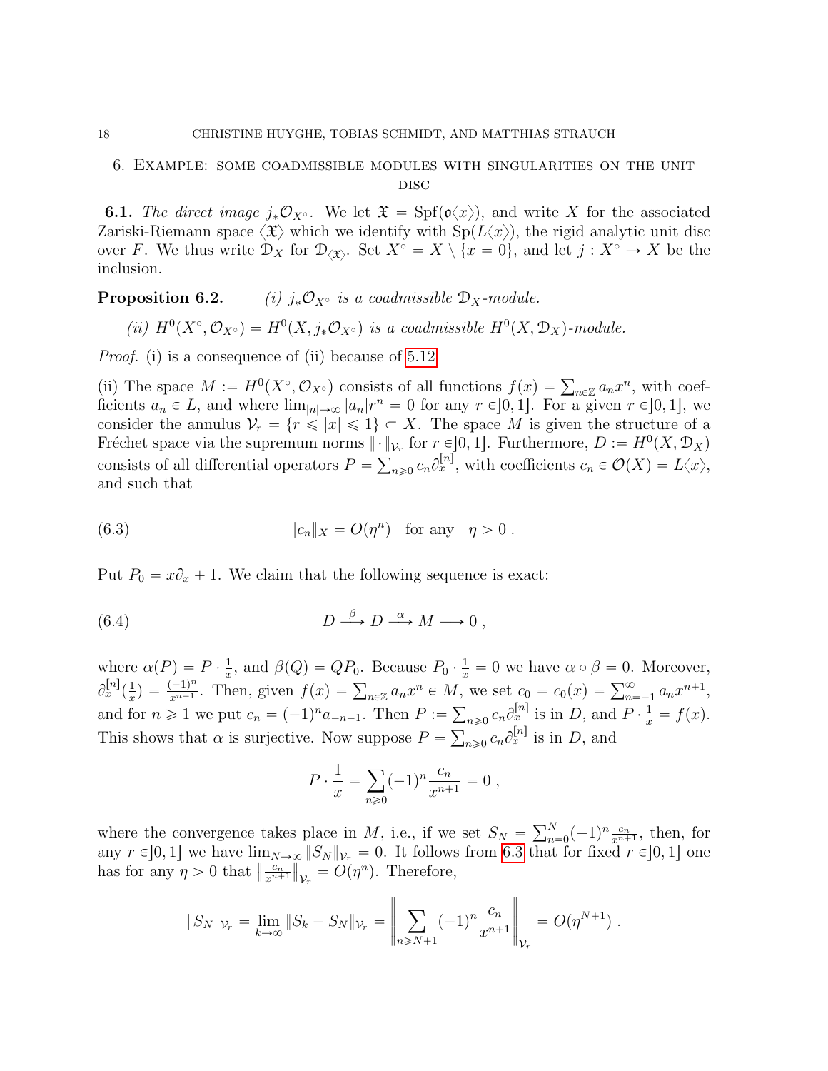## 6. Example: some coadmissible modules with singularities on the unit disc

**6.1.** *The direct image $j_*\mathcal{O}_{X^\circ}$.* We let $\mathfrak{X} = \mathrm{Spf}(\mathfrak{o}\langle x\rangle)$, and write $X$ for the associated Zariski-Riemann space $\langle\mathfrak{X}\rangle$ which we identify with $\mathrm{Sp}(L\langle x\rangle)$, the rigid analytic unit disc over $F$. We thus write $\mathcal{D}_X$ for $\mathcal{D}_{\langle\mathfrak{X}\rangle}$. Set $X^\circ = X \setminus \{x = 0\}$, and let $j : X^\circ \to X$ be the inclusion.

**Proposition 6.2.** *(i) $j_*\mathcal{O}_{X^\circ}$ is a coadmissible $\mathcal{D}_X$-module.*

*(ii) $H^0(X^\circ, \mathcal{O}_{X^\circ}) = H^0(X, j_*\mathcal{O}_{X^\circ})$ is a coadmissible $H^0(X, \mathcal{D}_X)$-module.*

*Proof.* (i) is a consequence of (ii) because of 5.12.

(ii) The space $M := H^0(X^\circ, \mathcal{O}_{X^\circ})$ consists of all functions $f(x) = \sum_{n\in\mathbb{Z}} a_n x^n$, with coefficients $a_n \in L$, and where $\lim_{|n|\to\infty} |a_n| r^n = 0$ for any $r \in ]0,1]$. For a given $r \in ]0,1]$, we consider the annulus $\mathcal{V}_r = \{r \leqslant |x| \leqslant 1\} \subset X$. The space $M$ is given the structure of a Fréchet space via the supremum norms $\|\cdot\|_{\mathcal{V}_r}$ for $r \in ]0,1]$. Furthermore, $D := H^0(X, \mathcal{D}_X)$ consists of all differential operators $P = \sum_{n\geqslant 0} c_n \partial_x^{[n]}$, with coefficients $c_n \in \mathcal{O}(X) = L\langle x\rangle$, and such that

$$|c_n\|_X = O(\eta^n) \quad \text{for any} \quad \eta > 0\,. \tag{6.3}$$

Put $P_0 = x\partial_x + 1$. We claim that the following sequence is exact:

$$D \xrightarrow{\ \beta\ } D \xrightarrow{\ \alpha\ } M \longrightarrow 0\,, \tag{6.4}$$

where $\alpha(P) = P \cdot \frac{1}{x}$, and $\beta(Q) = QP_0$. Because $P_0 \cdot \frac{1}{x} = 0$ we have $\alpha \circ \beta = 0$. Moreover, $\partial_x^{[n]}(\frac{1}{x}) = \frac{(-1)^n}{x^{n+1}}$. Then, given $f(x) = \sum_{n\in\mathbb{Z}} a_n x^n \in M$, we set $c_0 = c_0(x) = \sum_{n=-1}^{\infty} a_n x^{n+1}$, and for $n \geqslant 1$ we put $c_n = (-1)^n a_{-n-1}$. Then $P := \sum_{n\geqslant 0} c_n \partial_x^{[n]}$ is in $D$, and $P \cdot \frac{1}{x} = f(x)$. This shows that $\alpha$ is surjective. Now suppose $P = \sum_{n\geqslant 0} c_n \partial_x^{[n]}$ is in $D$, and

$$P \cdot \frac{1}{x} = \sum_{n\geqslant 0} (-1)^n \frac{c_n}{x^{n+1}} = 0\,,$$

where the convergence takes place in $M$, i.e., if we set $S_N = \sum_{n=0}^{N} (-1)^n \frac{c_n}{x^{n+1}}$, then, for any $r \in ]0,1]$ we have $\lim_{N\to\infty} \|S_N\|_{\mathcal{V}_r} = 0$. It follows from 6.3 that for fixed $r \in ]0,1]$ one has for any $\eta > 0$ that $\left\|\frac{c_n}{x^{n+1}}\right\|_{\mathcal{V}_r} = O(\eta^n)$. Therefore,

$$\|S_N\|_{\mathcal{V}_r} = \lim_{k\to\infty} \|S_k - S_N\|_{\mathcal{V}_r} = \left\| \sum_{n\geqslant N+1} (-1)^n \frac{c_n}{x^{n+1}} \right\|_{\mathcal{V}_r} = O(\eta^{N+1})\,.$$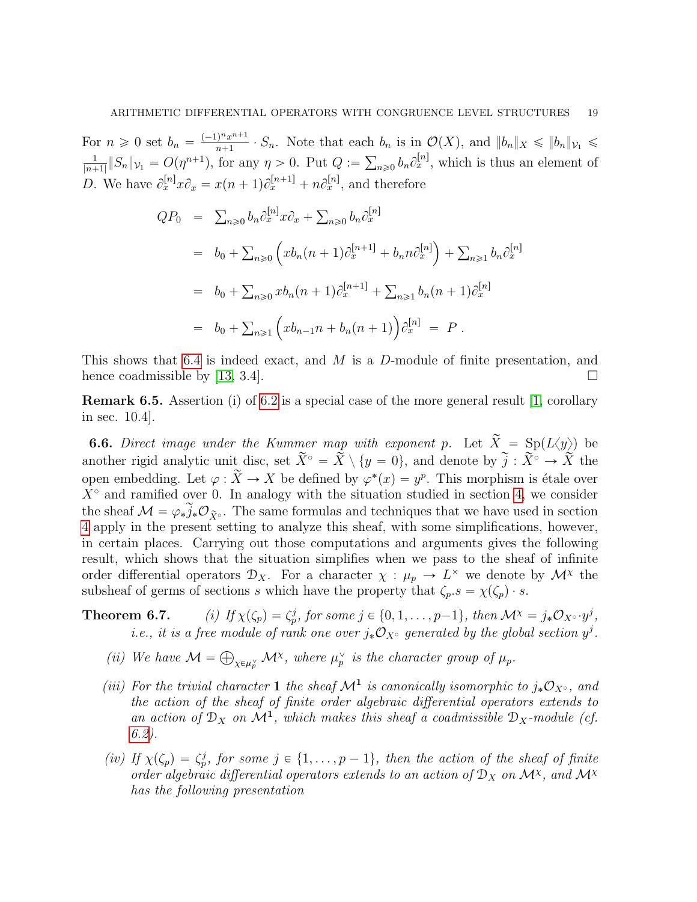For $n \geqslant 0$ set $b_n = \frac{(-1)^n x^{n+1}}{n+1} \cdot S_n$. Note that each $b_n$ is in $\mathcal{O}(X)$, and $\|b_n\|_X \leqslant \|b_n\|_{\mathcal{V}_1} \leqslant \frac{1}{|n+1|}\|S_n\|_{\mathcal{V}_1} = O(\eta^{n+1})$, for any $\eta > 0$. Put $Q := \sum_{n \geqslant 0} b_n \partial_x^{[n]}$, which is thus an element of $D$. We have $\partial_x^{[n]} x \partial_x = x(n+1)\partial_x^{[n+1]} + n\partial_x^{[n]}$, and therefore

$$
\begin{aligned}
QP_0 &= \textstyle\sum_{n\geqslant 0} b_n \partial_x^{[n]} x \partial_x + \sum_{n \geqslant 0} b_n \partial_x^{[n]} \\
&= b_0 + \textstyle\sum_{n\geqslant 0} \left( x b_n (n+1) \partial_x^{[n+1]} + b_n n \partial_x^{[n]} \right) + \sum_{n\geqslant 1} b_n \partial_x^{[n]} \\
&= b_0 + \textstyle\sum_{n \geqslant 0} x b_n (n+1) \partial_x^{[n+1]} + \sum_{n \geqslant 1} b_n (n+1) \partial_x^{[n]} \\
&= b_0 + \textstyle\sum_{n\geqslant 1} \left( x b_{n-1} n + b_n(n+1) \right) \partial_x^{[n]} \;=\; P\,.
\end{aligned}
$$

This shows that 6.4 is indeed exact, and $M$ is a $D$-module of finite presentation, and hence coadmissible by [13, 3.4]. □

**Remark 6.5.** Assertion (i) of 6.2 is a special case of the more general result [1, corollary in sec. 10.4].

**6.6.** *Direct image under the Kummer map with exponent p.* Let $\widetilde{X} = \mathrm{Sp}(L\langle y \rangle)$ be another rigid analytic unit disc, set $\widetilde{X}^\circ = \widetilde{X} \setminus \{y = 0\}$, and denote by $\widetilde{j} : \widetilde{X}^\circ \to \widetilde{X}$ the open embedding. Let $\varphi : \widetilde{X} \to X$ be defined by $\varphi^*(x) = y^p$. This morphism is étale over $X^\circ$ and ramified over 0. In analogy with the situation studied in section 4, we consider the sheaf $\mathcal{M} = \varphi_* \widetilde{j}_* \mathcal{O}_{\widetilde{X}^\circ}$. The same formulas and techniques that we have used in section 4 apply in the present setting to analyze this sheaf, with some simplifications, however, in certain places. Carrying out those computations and arguments gives the following result, which shows that the situation simplifies when we pass to the sheaf of infinite order differential operators $\mathcal{D}_X$. For a character $\chi : \mu_p \to L^\times$ we denote by $\mathcal{M}^\chi$ the subsheaf of germs of sections $s$ which have the property that $\zeta_p . s = \chi(\zeta_p) \cdot s$.

**Theorem 6.7.** *(i) If $\chi(\zeta_p) = \zeta_p^j$, for some $j \in \{0, 1, \ldots, p-1\}$, then $\mathcal{M}^\chi = j_* \mathcal{O}_{X^\circ} \cdot y^j$, i.e., it is a free module of rank one over $j_* \mathcal{O}_{X^\circ}$ generated by the global section $y^j$.*

*(ii) We have $\mathcal{M} = \bigoplus_{\chi \in \mu_p^\vee} \mathcal{M}^\chi$, where $\mu_p^\vee$ is the character group of $\mu_p$.*

*(iii) For the trivial character $\mathbf{1}$ the sheaf $\mathcal{M}^{\mathbf{1}}$ is canonically isomorphic to $j_* \mathcal{O}_{X^\circ}$, and the action of the sheaf of finite order algebraic differential operators extends to an action of $\mathcal{D}_X$ on $\mathcal{M}^{\mathbf{1}}$, which makes this sheaf a coadmissible $\mathcal{D}_X$-module (cf. 6.2).*

*(iv) If $\chi(\zeta_p) = \zeta_p^j$, for some $j \in \{1, \ldots, p-1\}$, then the action of the sheaf of finite order algebraic differential operators extends to an action of $\mathcal{D}_X$ on $\mathcal{M}^\chi$, and $\mathcal{M}^\chi$ has the following presentation*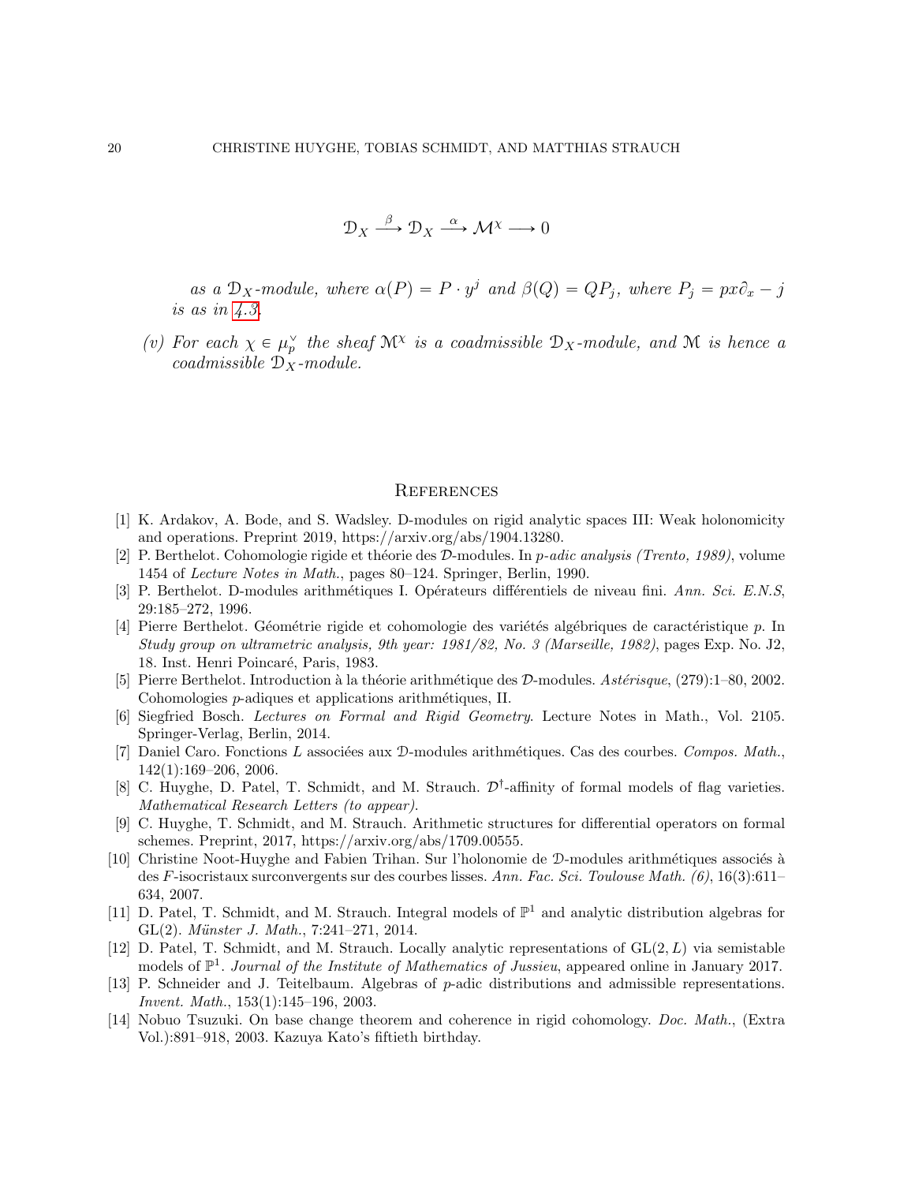$$\mathcal{D}_X \xrightarrow{\beta} \mathcal{D}_X \xrightarrow{\alpha} \mathcal{M}^\chi \longrightarrow 0$$

*as a $\mathcal{D}_X$-module, where $\alpha(P) = P \cdot y^j$ and $\beta(Q) = QP_j$, where $P_j = px\partial_x - j$ is as in 4.3.*

(v) *For each $\chi \in \mu_p^\vee$ the sheaf $\mathcal{M}^\chi$ is a coadmissible $\mathcal{D}_X$-module, and $\mathcal{M}$ is hence a coadmissible $\mathcal{D}_X$-module.*

## References

[1] K. Ardakov, A. Bode, and S. Wadsley. D-modules on rigid analytic spaces III: Weak holonomicity and operations. Preprint 2019, https://arxiv.org/abs/1904.13280.

[2] P. Berthelot. Cohomologie rigide et théorie des $\mathcal{D}$-modules. In *p-adic analysis (Trento, 1989)*, volume 1454 of *Lecture Notes in Math.*, pages 80–124. Springer, Berlin, 1990.

[3] P. Berthelot. D-modules arithmétiques I. Opérateurs différentiels de niveau fini. *Ann. Sci. E.N.S*, 29:185–272, 1996.

[4] Pierre Berthelot. Géométrie rigide et cohomologie des variétés algébriques de caractéristique $p$. In *Study group on ultrametric analysis, 9th year: 1981/82, No. 3 (Marseille, 1982)*, pages Exp. No. J2, 18. Inst. Henri Poincaré, Paris, 1983.

[5] Pierre Berthelot. Introduction à la théorie arithmétique des $\mathcal{D}$-modules. *Astérisque*, (279):1–80, 2002. Cohomologies $p$-adiques et applications arithmétiques, II.

[6] Siegfried Bosch. *Lectures on Formal and Rigid Geometry*. Lecture Notes in Math., Vol. 2105. Springer-Verlag, Berlin, 2014.

[7] Daniel Caro. Fonctions $L$ associées aux $\mathcal{D}$-modules arithmétiques. Cas des courbes. *Compos. Math.*, 142(1):169–206, 2006.

[8] C. Huyghe, D. Patel, T. Schmidt, and M. Strauch. $\mathcal{D}^\dagger$-affinity of formal models of flag varieties. *Mathematical Research Letters (to appear)*.

[9] C. Huyghe, T. Schmidt, and M. Strauch. Arithmetic structures for differential operators on formal schemes. Preprint, 2017, https://arxiv.org/abs/1709.00555.

[10] Christine Noot-Huyghe and Fabien Trihan. Sur l'holonomie de $\mathcal{D}$-modules arithmétiques associés à des $F$-isocristaux surconvergents sur des courbes lisses. *Ann. Fac. Sci. Toulouse Math. (6)*, 16(3):611–634, 2007.

[11] D. Patel, T. Schmidt, and M. Strauch. Integral models of $\mathbb{P}^1$ and analytic distribution algebras for $\mathrm{GL}(2)$. *Münster J. Math.*, 7:241–271, 2014.

[12] D. Patel, T. Schmidt, and M. Strauch. Locally analytic representations of $\mathrm{GL}(2, L)$ via semistable models of $\mathbb{P}^1$. *Journal of the Institute of Mathematics of Jussieu*, appeared online in January 2017.

[13] P. Schneider and J. Teitelbaum. Algebras of $p$-adic distributions and admissible representations. *Invent. Math.*, 153(1):145–196, 2003.

[14] Nobuo Tsuzuki. On base change theorem and coherence in rigid cohomology. *Doc. Math.*, (Extra Vol.):891–918, 2003. Kazuya Kato's fiftieth birthday.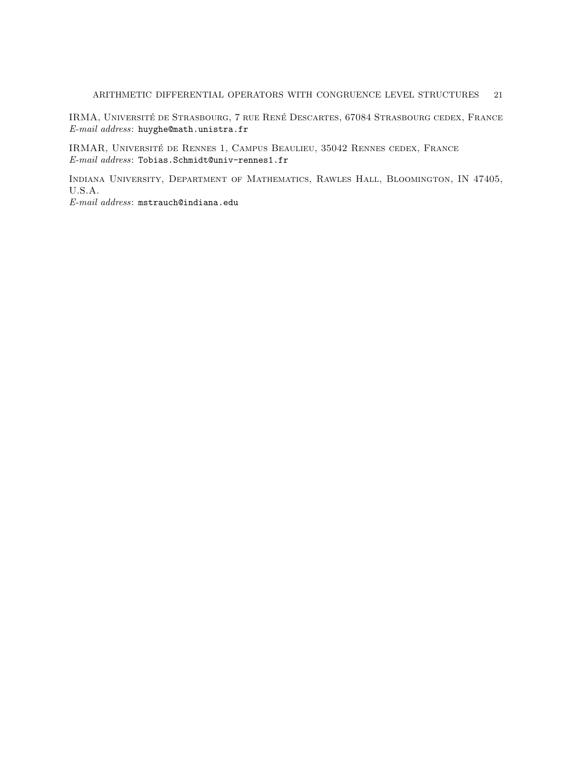IRMA, Université de Strasbourg, 7 rue René Descartes, 67084 Strasbourg cedex, France
*E-mail address*: huyghe@math.unistra.fr

IRMAR, Université de Rennes 1, Campus Beaulieu, 35042 Rennes cedex, France
*E-mail address*: Tobias.Schmidt@univ-rennes1.fr

Indiana University, Department of Mathematics, Rawles Hall, Bloomington, IN 47405, U.S.A.
*E-mail address*: mstrauch@indiana.edu